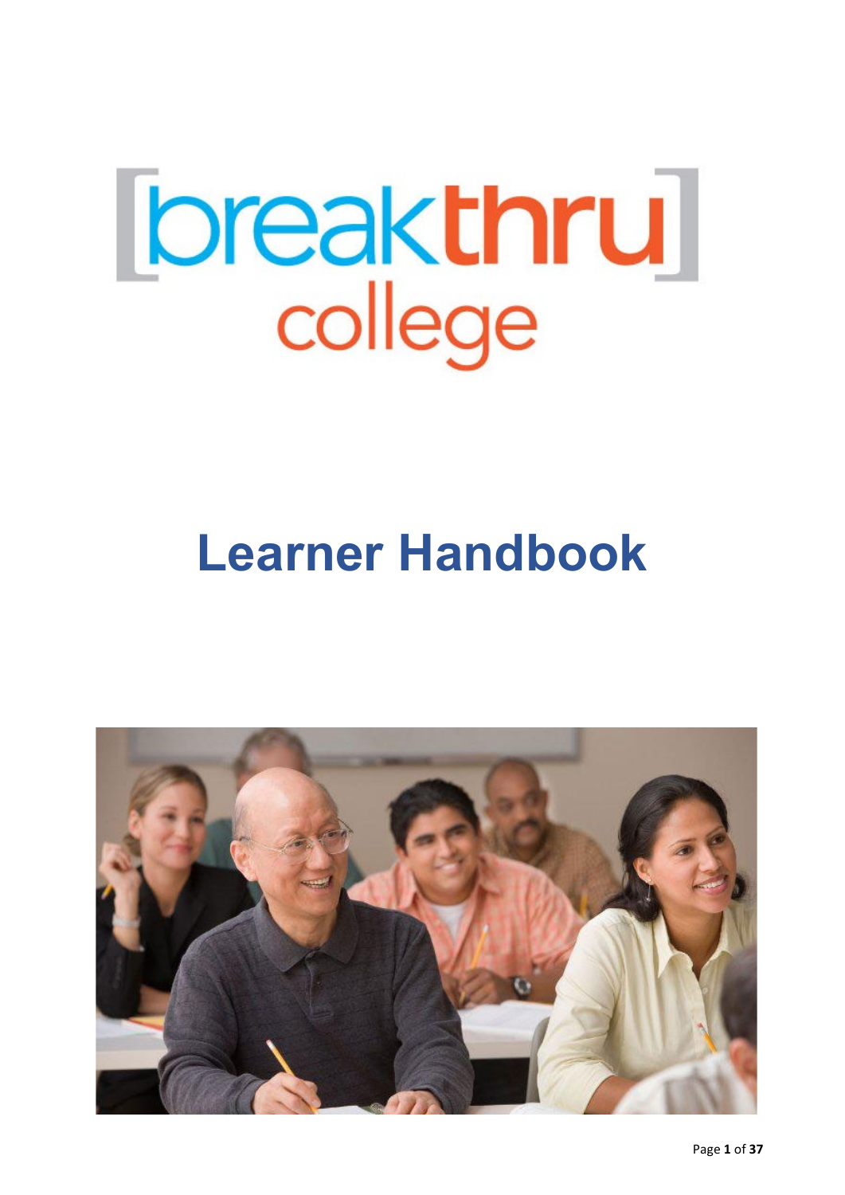[breakthru]
college

# Learner Handbook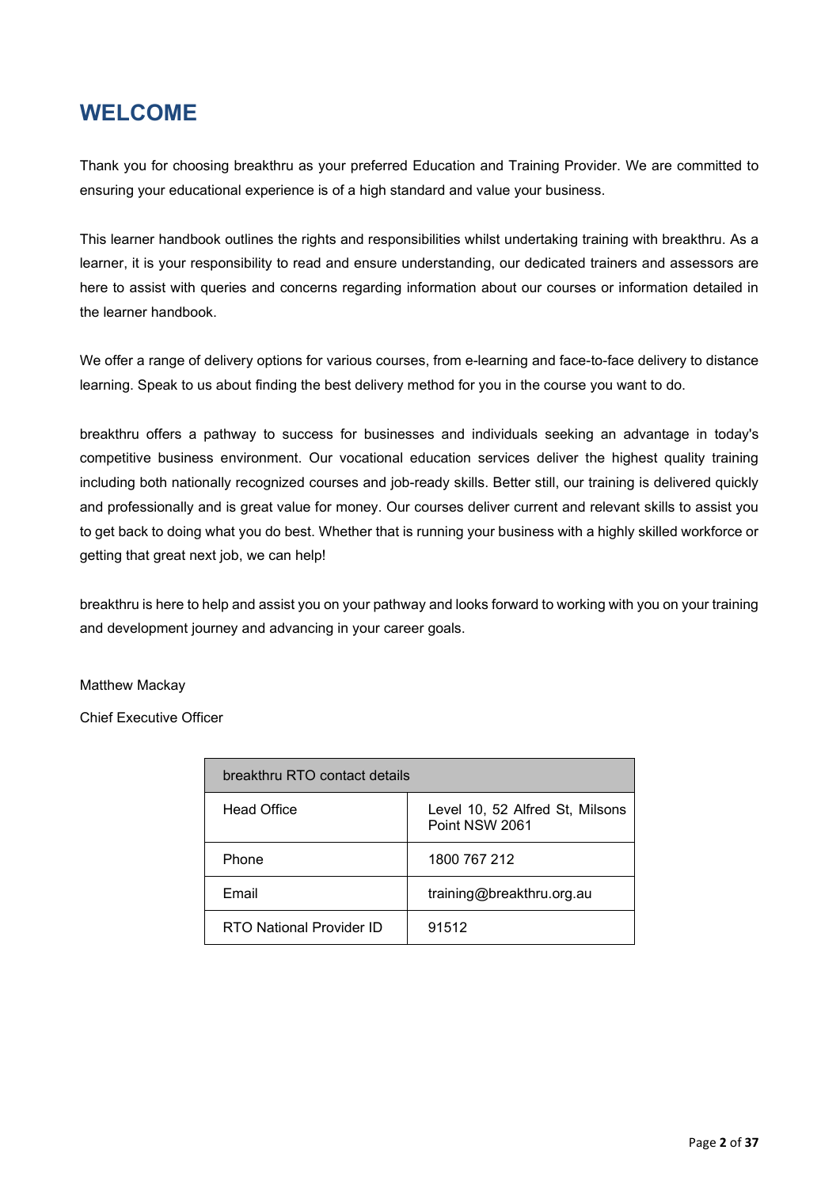# WELCOME

Thank you for choosing breakthru as your preferred Education and Training Provider. We are committed to ensuring your educational experience is of a high standard and value your business.

This learner handbook outlines the rights and responsibilities whilst undertaking training with breakthru. As a learner, it is your responsibility to read and ensure understanding, our dedicated trainers and assessors are here to assist with queries and concerns regarding information about our courses or information detailed in the learner handbook.

We offer a range of delivery options for various courses, from e-learning and face-to-face delivery to distance learning. Speak to us about finding the best delivery method for you in the course you want to do.

breakthru offers a pathway to success for businesses and individuals seeking an advantage in today's competitive business environment. Our vocational education services deliver the highest quality training including both nationally recognized courses and job-ready skills. Better still, our training is delivered quickly and professionally and is great value for money. Our courses deliver current and relevant skills to assist you to get back to doing what you do best. Whether that is running your business with a highly skilled workforce or getting that great next job, we can help!

breakthru is here to help and assist you on your pathway and looks forward to working with you on your training and development journey and advancing in your career goals.

Matthew Mackay

Chief Executive Officer

| breakthru RTO contact details | |
|---|---|
| Head Office | Level 10, 52 Alfred St, Milsons Point NSW 2061 |
| Phone | 1800 767 212 |
| Email | training@breakthru.org.au |
| RTO National Provider ID | 91512 |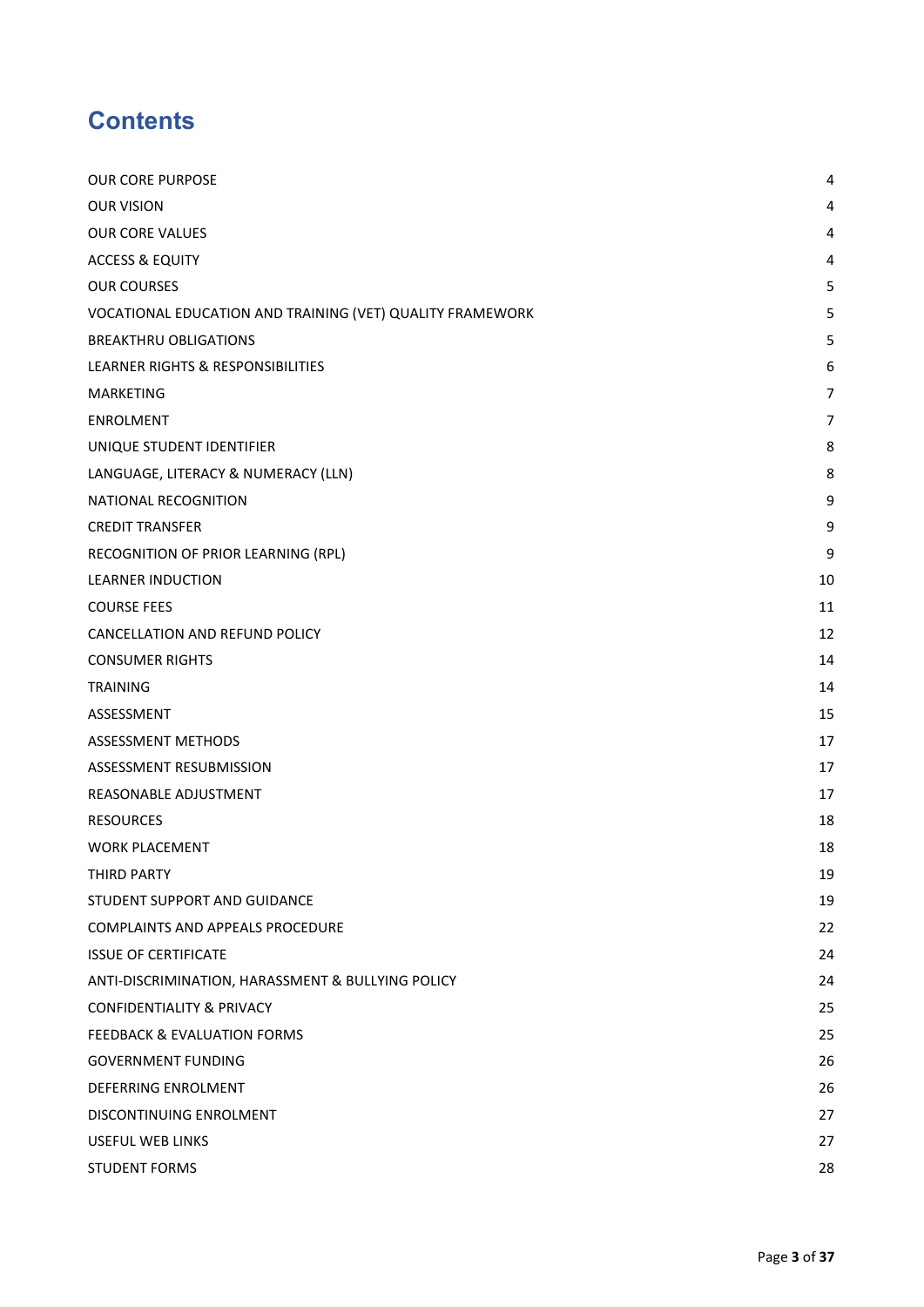# Contents

| | |
|---|---|
| OUR CORE PURPOSE | 4 |
| OUR VISION | 4 |
| OUR CORE VALUES | 4 |
| ACCESS & EQUITY | 4 |
| OUR COURSES | 5 |
| VOCATIONAL EDUCATION AND TRAINING (VET) QUALITY FRAMEWORK | 5 |
| BREAKTHRU OBLIGATIONS | 5 |
| LEARNER RIGHTS & RESPONSIBILITIES | 6 |
| MARKETING | 7 |
| ENROLMENT | 7 |
| UNIQUE STUDENT IDENTIFIER | 8 |
| LANGUAGE, LITERACY & NUMERACY (LLN) | 8 |
| NATIONAL RECOGNITION | 9 |
| CREDIT TRANSFER | 9 |
| RECOGNITION OF PRIOR LEARNING (RPL) | 9 |
| LEARNER INDUCTION | 10 |
| COURSE FEES | 11 |
| CANCELLATION AND REFUND POLICY | 12 |
| CONSUMER RIGHTS | 14 |
| TRAINING | 14 |
| ASSESSMENT | 15 |
| ASSESSMENT METHODS | 17 |
| ASSESSMENT RESUBMISSION | 17 |
| REASONABLE ADJUSTMENT | 17 |
| RESOURCES | 18 |
| WORK PLACEMENT | 18 |
| THIRD PARTY | 19 |
| STUDENT SUPPORT AND GUIDANCE | 19 |
| COMPLAINTS AND APPEALS PROCEDURE | 22 |
| ISSUE OF CERTIFICATE | 24 |
| ANTI-DISCRIMINATION, HARASSMENT & BULLYING POLICY | 24 |
| CONFIDENTIALITY & PRIVACY | 25 |
| FEEDBACK & EVALUATION FORMS | 25 |
| GOVERNMENT FUNDING | 26 |
| DEFERRING ENROLMENT | 26 |
| DISCONTINUING ENROLMENT | 27 |
| USEFUL WEB LINKS | 27 |
| STUDENT FORMS | 28 |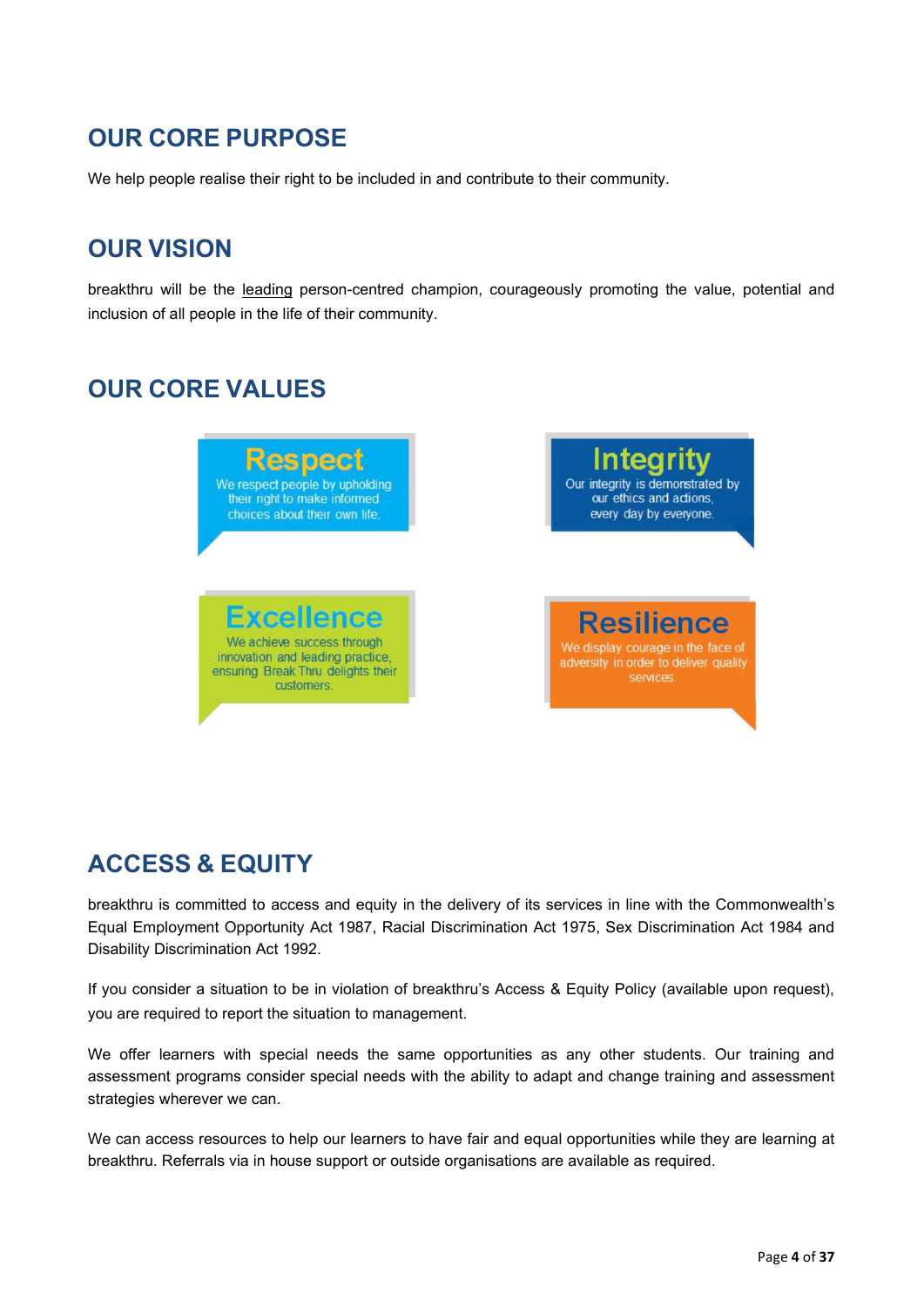## OUR CORE PURPOSE

We help people realise their right to be included in and contribute to their community.

## OUR VISION

breakthru will be the leading person-centred champion, courageously promoting the value, potential and inclusion of all people in the life of their community.

## OUR CORE VALUES

**Respect**
We respect people by upholding their right to make informed choices about their own life.

**Integrity**
Our integrity is demonstrated by our ethics and actions, every day by everyone.

**Excellence**
We achieve success through innovation and leading practice, ensuring Break Thru delights their customers.

**Resilience**
We display courage in the face of adversity in order to deliver quality services.

## ACCESS & EQUITY

breakthru is committed to access and equity in the delivery of its services in line with the Commonwealth's Equal Employment Opportunity Act 1987, Racial Discrimination Act 1975, Sex Discrimination Act 1984 and Disability Discrimination Act 1992.

If you consider a situation to be in violation of breakthru's Access & Equity Policy (available upon request), you are required to report the situation to management.

We offer learners with special needs the same opportunities as any other students. Our training and assessment programs consider special needs with the ability to adapt and change training and assessment strategies wherever we can.

We can access resources to help our learners to have fair and equal opportunities while they are learning at breakthru. Referrals via in house support or outside organisations are available as required.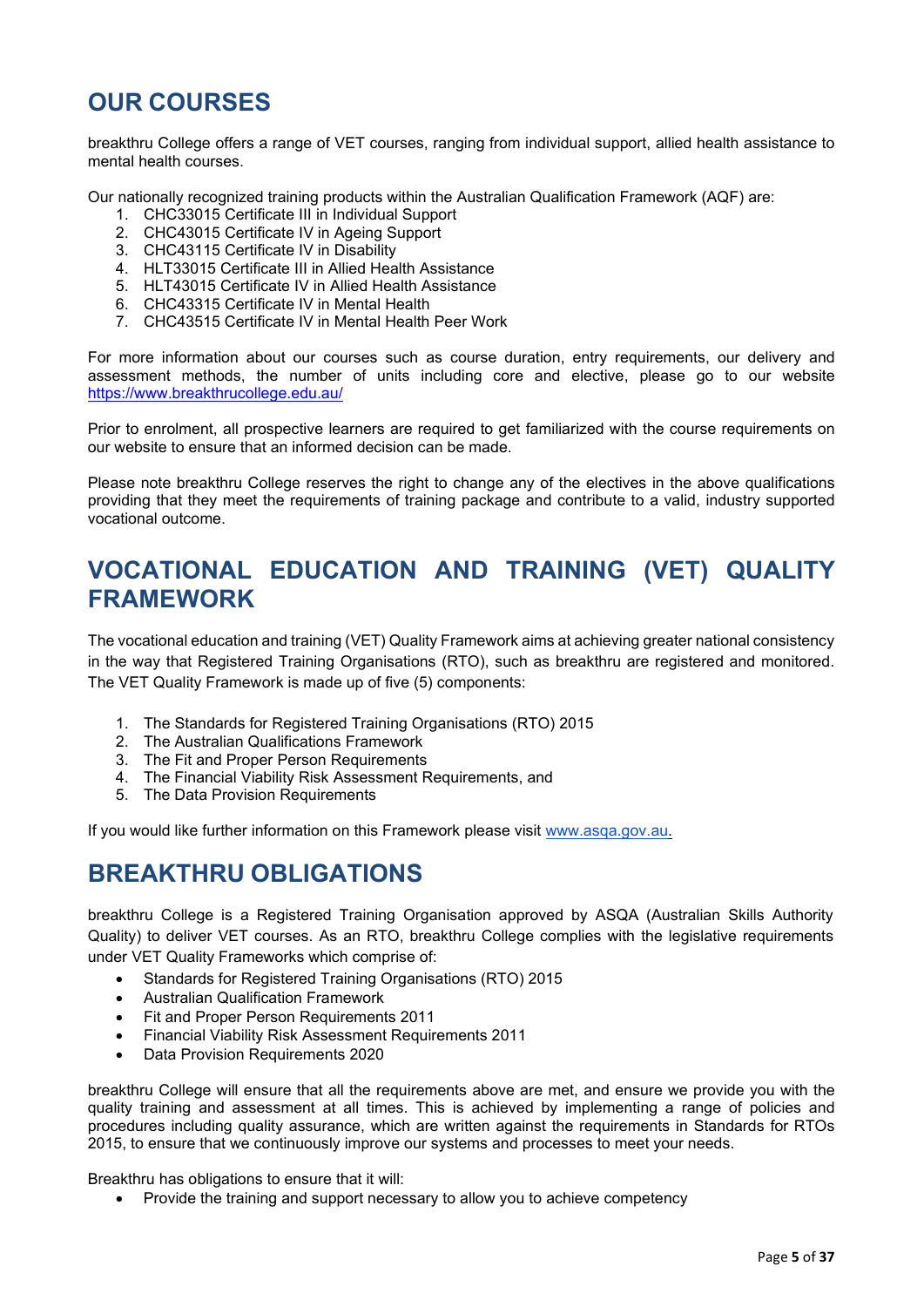## OUR COURSES

breakthru College offers a range of VET courses, ranging from individual support, allied health assistance to mental health courses.

Our nationally recognized training products within the Australian Qualification Framework (AQF) are:

1. CHC33015 Certificate III in Individual Support
2. CHC43015 Certificate IV in Ageing Support
3. CHC43115 Certificate IV in Disability
4. HLT33015 Certificate III in Allied Health Assistance
5. HLT43015 Certificate IV in Allied Health Assistance
6. CHC43315 Certificate IV in Mental Health
7. CHC43515 Certificate IV in Mental Health Peer Work

For more information about our courses such as course duration, entry requirements, our delivery and assessment methods, the number of units including core and elective, please go to our website https://www.breakthrucollege.edu.au/

Prior to enrolment, all prospective learners are required to get familiarized with the course requirements on our website to ensure that an informed decision can be made.

Please note breakthru College reserves the right to change any of the electives in the above qualifications providing that they meet the requirements of training package and contribute to a valid, industry supported vocational outcome.

## VOCATIONAL EDUCATION AND TRAINING (VET) QUALITY FRAMEWORK

The vocational education and training (VET) Quality Framework aims at achieving greater national consistency in the way that Registered Training Organisations (RTO), such as breakthru are registered and monitored. The VET Quality Framework is made up of five (5) components:

1. The Standards for Registered Training Organisations (RTO) 2015
2. The Australian Qualifications Framework
3. The Fit and Proper Person Requirements
4. The Financial Viability Risk Assessment Requirements, and
5. The Data Provision Requirements

If you would like further information on this Framework please visit www.asqa.gov.au.

## BREAKTHRU OBLIGATIONS

breakthru College is a Registered Training Organisation approved by ASQA (Australian Skills Authority Quality) to deliver VET courses. As an RTO, breakthru College complies with the legislative requirements under VET Quality Frameworks which comprise of:

- Standards for Registered Training Organisations (RTO) 2015
- Australian Qualification Framework
- Fit and Proper Person Requirements 2011
- Financial Viability Risk Assessment Requirements 2011
- Data Provision Requirements 2020

breakthru College will ensure that all the requirements above are met, and ensure we provide you with the quality training and assessment at all times. This is achieved by implementing a range of policies and procedures including quality assurance, which are written against the requirements in Standards for RTOs 2015, to ensure that we continuously improve our systems and processes to meet your needs.

Breakthru has obligations to ensure that it will:

- Provide the training and support necessary to allow you to achieve competency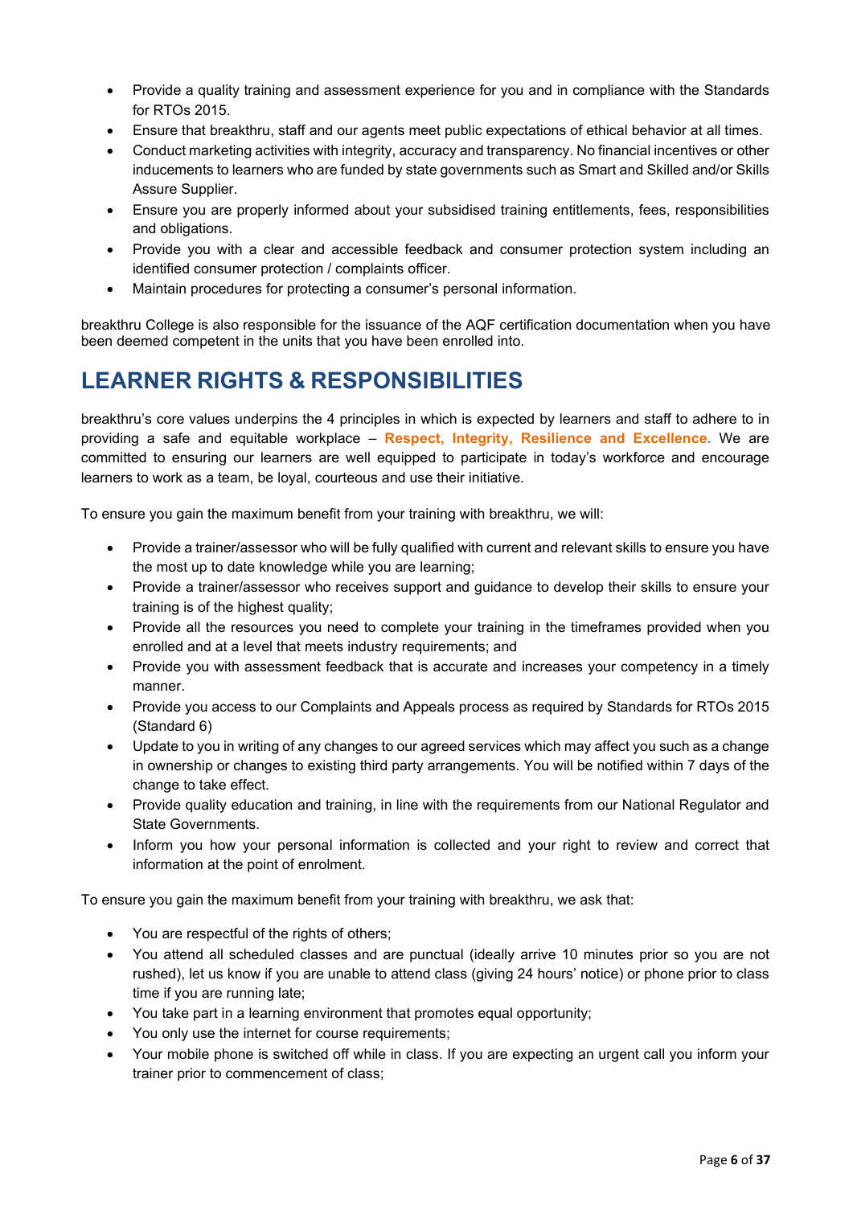- Provide a quality training and assessment experience for you and in compliance with the Standards for RTOs 2015.
- Ensure that breakthru, staff and our agents meet public expectations of ethical behavior at all times.
- Conduct marketing activities with integrity, accuracy and transparency. No financial incentives or other inducements to learners who are funded by state governments such as Smart and Skilled and/or Skills Assure Supplier.
- Ensure you are properly informed about your subsidised training entitlements, fees, responsibilities and obligations.
- Provide you with a clear and accessible feedback and consumer protection system including an identified consumer protection / complaints officer.
- Maintain procedures for protecting a consumer's personal information.

breakthru College is also responsible for the issuance of the AQF certification documentation when you have been deemed competent in the units that you have been enrolled into.

# LEARNER RIGHTS & RESPONSIBILITIES

breakthru's core values underpins the 4 principles in which is expected by learners and staff to adhere to in providing a safe and equitable workplace – **Respect, Integrity, Resilience and Excellence.** We are committed to ensuring our learners are well equipped to participate in today's workforce and encourage learners to work as a team, be loyal, courteous and use their initiative.

To ensure you gain the maximum benefit from your training with breakthru, we will:

- Provide a trainer/assessor who will be fully qualified with current and relevant skills to ensure you have the most up to date knowledge while you are learning;
- Provide a trainer/assessor who receives support and guidance to develop their skills to ensure your training is of the highest quality;
- Provide all the resources you need to complete your training in the timeframes provided when you enrolled and at a level that meets industry requirements; and
- Provide you with assessment feedback that is accurate and increases your competency in a timely manner.
- Provide you access to our Complaints and Appeals process as required by Standards for RTOs 2015 (Standard 6)
- Update to you in writing of any changes to our agreed services which may affect you such as a change in ownership or changes to existing third party arrangements. You will be notified within 7 days of the change to take effect.
- Provide quality education and training, in line with the requirements from our National Regulator and State Governments.
- Inform you how your personal information is collected and your right to review and correct that information at the point of enrolment.

To ensure you gain the maximum benefit from your training with breakthru, we ask that:

- You are respectful of the rights of others;
- You attend all scheduled classes and are punctual (ideally arrive 10 minutes prior so you are not rushed), let us know if you are unable to attend class (giving 24 hours' notice) or phone prior to class time if you are running late;
- You take part in a learning environment that promotes equal opportunity;
- You only use the internet for course requirements;
- Your mobile phone is switched off while in class. If you are expecting an urgent call you inform your trainer prior to commencement of class;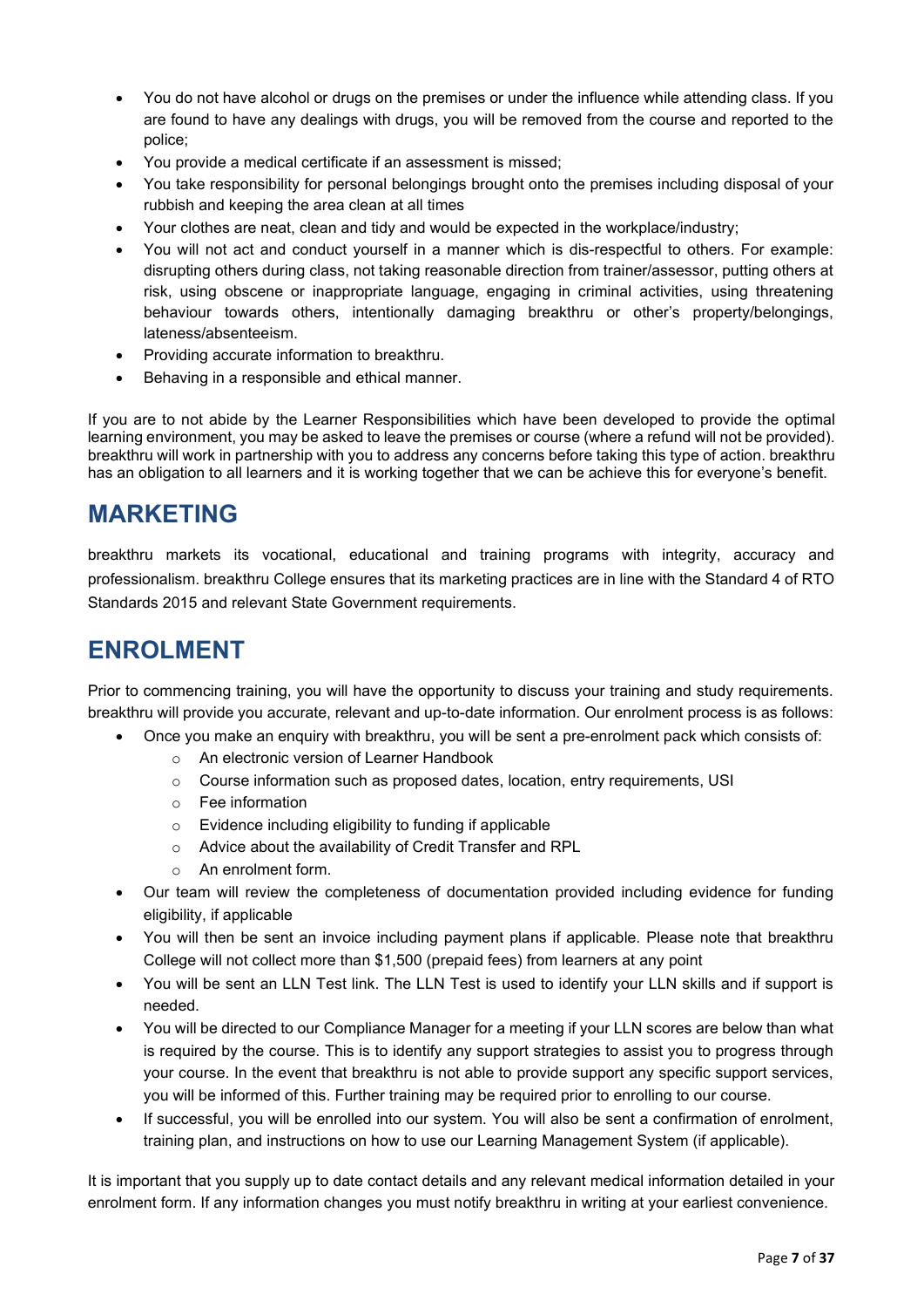- You do not have alcohol or drugs on the premises or under the influence while attending class. If you are found to have any dealings with drugs, you will be removed from the course and reported to the police;
- You provide a medical certificate if an assessment is missed;
- You take responsibility for personal belongings brought onto the premises including disposal of your rubbish and keeping the area clean at all times
- Your clothes are neat, clean and tidy and would be expected in the workplace/industry;
- You will not act and conduct yourself in a manner which is dis-respectful to others. For example: disrupting others during class, not taking reasonable direction from trainer/assessor, putting others at risk, using obscene or inappropriate language, engaging in criminal activities, using threatening behaviour towards others, intentionally damaging breakthru or other's property/belongings, lateness/absenteeism.
- Providing accurate information to breakthru.
- Behaving in a responsible and ethical manner.

If you are to not abide by the Learner Responsibilities which have been developed to provide the optimal learning environment, you may be asked to leave the premises or course (where a refund will not be provided). breakthru will work in partnership with you to address any concerns before taking this type of action. breakthru has an obligation to all learners and it is working together that we can be achieve this for everyone's benefit.

# MARKETING

breakthru markets its vocational, educational and training programs with integrity, accuracy and professionalism. breakthru College ensures that its marketing practices are in line with the Standard 4 of RTO Standards 2015 and relevant State Government requirements.

# ENROLMENT

Prior to commencing training, you will have the opportunity to discuss your training and study requirements. breakthru will provide you accurate, relevant and up-to-date information. Our enrolment process is as follows:

- Once you make an enquiry with breakthru, you will be sent a pre-enrolment pack which consists of:
  - An electronic version of Learner Handbook
  - Course information such as proposed dates, location, entry requirements, USI
  - Fee information
  - Evidence including eligibility to funding if applicable
  - Advice about the availability of Credit Transfer and RPL
  - An enrolment form.
- Our team will review the completeness of documentation provided including evidence for funding eligibility, if applicable
- You will then be sent an invoice including payment plans if applicable. Please note that breakthru College will not collect more than $1,500 (prepaid fees) from learners at any point
- You will be sent an LLN Test link. The LLN Test is used to identify your LLN skills and if support is needed.
- You will be directed to our Compliance Manager for a meeting if your LLN scores are below than what is required by the course. This is to identify any support strategies to assist you to progress through your course. In the event that breakthru is not able to provide support any specific support services, you will be informed of this. Further training may be required prior to enrolling to our course.
- If successful, you will be enrolled into our system. You will also be sent a confirmation of enrolment, training plan, and instructions on how to use our Learning Management System (if applicable).

It is important that you supply up to date contact details and any relevant medical information detailed in your enrolment form. If any information changes you must notify breakthru in writing at your earliest convenience.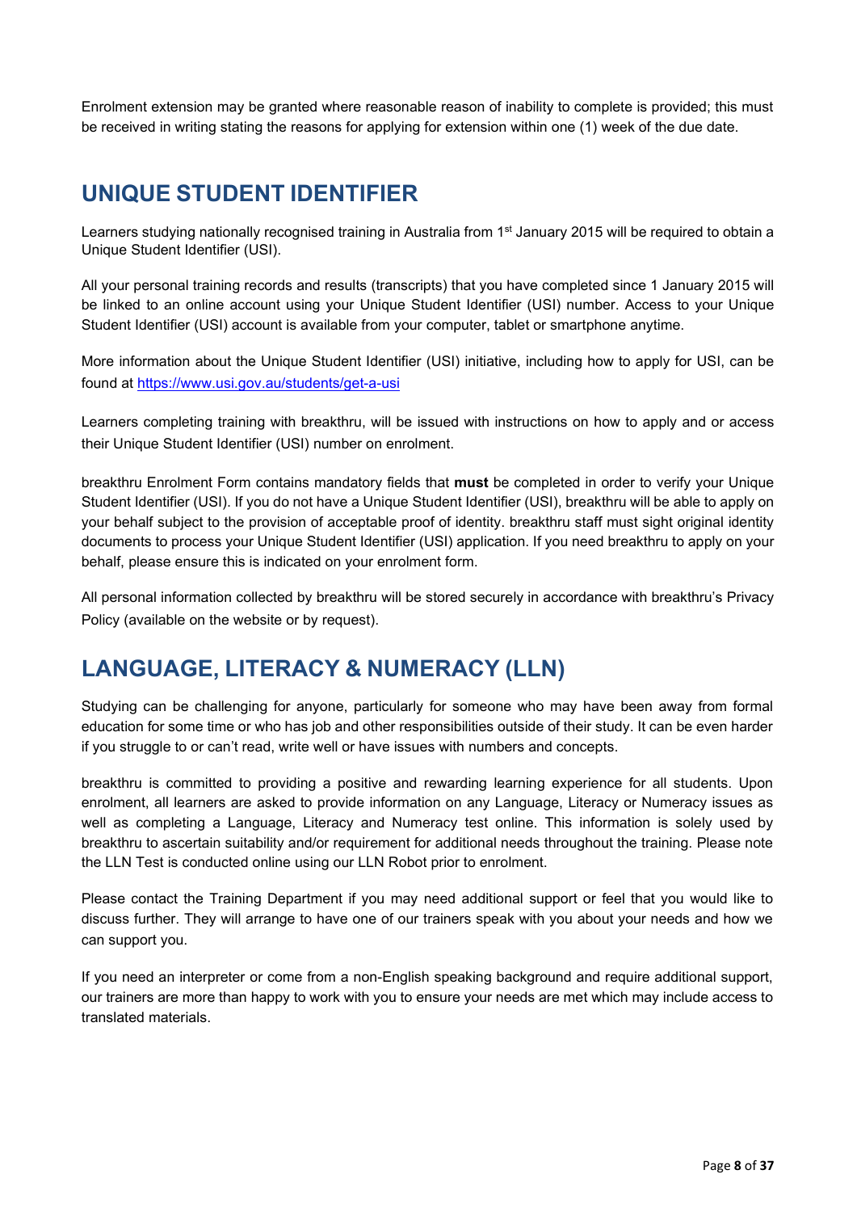Enrolment extension may be granted where reasonable reason of inability to complete is provided; this must be received in writing stating the reasons for applying for extension within one (1) week of the due date.

## UNIQUE STUDENT IDENTIFIER

Learners studying nationally recognised training in Australia from 1st January 2015 will be required to obtain a Unique Student Identifier (USI).

All your personal training records and results (transcripts) that you have completed since 1 January 2015 will be linked to an online account using your Unique Student Identifier (USI) number. Access to your Unique Student Identifier (USI) account is available from your computer, tablet or smartphone anytime.

More information about the Unique Student Identifier (USI) initiative, including how to apply for USI, can be found at https://www.usi.gov.au/students/get-a-usi

Learners completing training with breakthru, will be issued with instructions on how to apply and or access their Unique Student Identifier (USI) number on enrolment.

breakthru Enrolment Form contains mandatory fields that **must** be completed in order to verify your Unique Student Identifier (USI). If you do not have a Unique Student Identifier (USI), breakthru will be able to apply on your behalf subject to the provision of acceptable proof of identity. breakthru staff must sight original identity documents to process your Unique Student Identifier (USI) application. If you need breakthru to apply on your behalf, please ensure this is indicated on your enrolment form.

All personal information collected by breakthru will be stored securely in accordance with breakthru's Privacy Policy (available on the website or by request).

## LANGUAGE, LITERACY & NUMERACY (LLN)

Studying can be challenging for anyone, particularly for someone who may have been away from formal education for some time or who has job and other responsibilities outside of their study. It can be even harder if you struggle to or can't read, write well or have issues with numbers and concepts.

breakthru is committed to providing a positive and rewarding learning experience for all students. Upon enrolment, all learners are asked to provide information on any Language, Literacy or Numeracy issues as well as completing a Language, Literacy and Numeracy test online. This information is solely used by breakthru to ascertain suitability and/or requirement for additional needs throughout the training. Please note the LLN Test is conducted online using our LLN Robot prior to enrolment.

Please contact the Training Department if you may need additional support or feel that you would like to discuss further. They will arrange to have one of our trainers speak with you about your needs and how we can support you.

If you need an interpreter or come from a non-English speaking background and require additional support, our trainers are more than happy to work with you to ensure your needs are met which may include access to translated materials.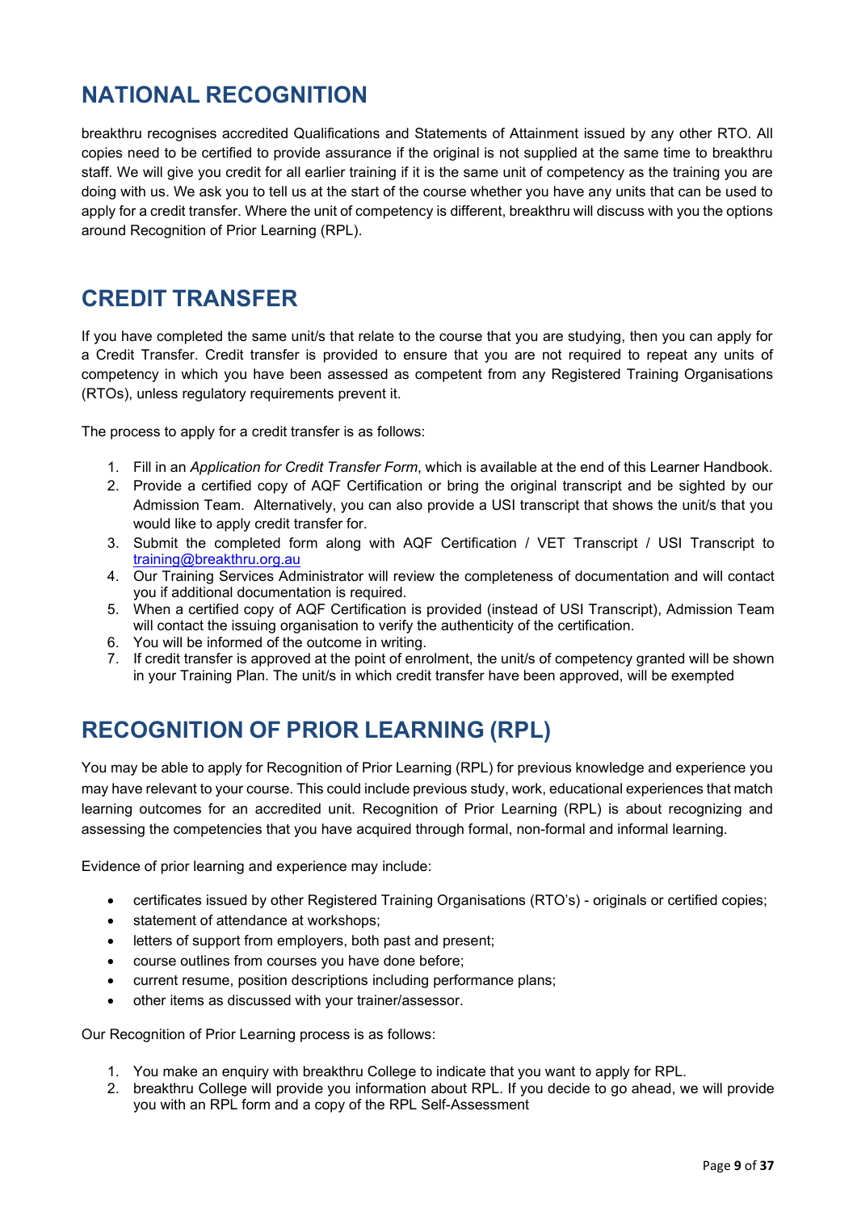## NATIONAL RECOGNITION

breakthru recognises accredited Qualifications and Statements of Attainment issued by any other RTO. All copies need to be certified to provide assurance if the original is not supplied at the same time to breakthru staff. We will give you credit for all earlier training if it is the same unit of competency as the training you are doing with us. We ask you to tell us at the start of the course whether you have any units that can be used to apply for a credit transfer. Where the unit of competency is different, breakthru will discuss with you the options around Recognition of Prior Learning (RPL).

## CREDIT TRANSFER

If you have completed the same unit/s that relate to the course that you are studying, then you can apply for a Credit Transfer. Credit transfer is provided to ensure that you are not required to repeat any units of competency in which you have been assessed as competent from any Registered Training Organisations (RTOs), unless regulatory requirements prevent it.

The process to apply for a credit transfer is as follows:

1. Fill in an *Application for Credit Transfer Form*, which is available at the end of this Learner Handbook.
2. Provide a certified copy of AQF Certification or bring the original transcript and be sighted by our Admission Team. Alternatively, you can also provide a USI transcript that shows the unit/s that you would like to apply credit transfer for.
3. Submit the completed form along with AQF Certification / VET Transcript / USI Transcript to training@breakthru.org.au
4. Our Training Services Administrator will review the completeness of documentation and will contact you if additional documentation is required.
5. When a certified copy of AQF Certification is provided (instead of USI Transcript), Admission Team will contact the issuing organisation to verify the authenticity of the certification.
6. You will be informed of the outcome in writing.
7. If credit transfer is approved at the point of enrolment, the unit/s of competency granted will be shown in your Training Plan. The unit/s in which credit transfer have been approved, will be exempted

## RECOGNITION OF PRIOR LEARNING (RPL)

You may be able to apply for Recognition of Prior Learning (RPL) for previous knowledge and experience you may have relevant to your course. This could include previous study, work, educational experiences that match learning outcomes for an accredited unit. Recognition of Prior Learning (RPL) is about recognizing and assessing the competencies that you have acquired through formal, non-formal and informal learning.

Evidence of prior learning and experience may include:

- certificates issued by other Registered Training Organisations (RTO's) - originals or certified copies;
- statement of attendance at workshops;
- letters of support from employers, both past and present;
- course outlines from courses you have done before;
- current resume, position descriptions including performance plans;
- other items as discussed with your trainer/assessor.

Our Recognition of Prior Learning process is as follows:

1. You make an enquiry with breakthru College to indicate that you want to apply for RPL.
2. breakthru College will provide you information about RPL. If you decide to go ahead, we will provide you with an RPL form and a copy of the RPL Self-Assessment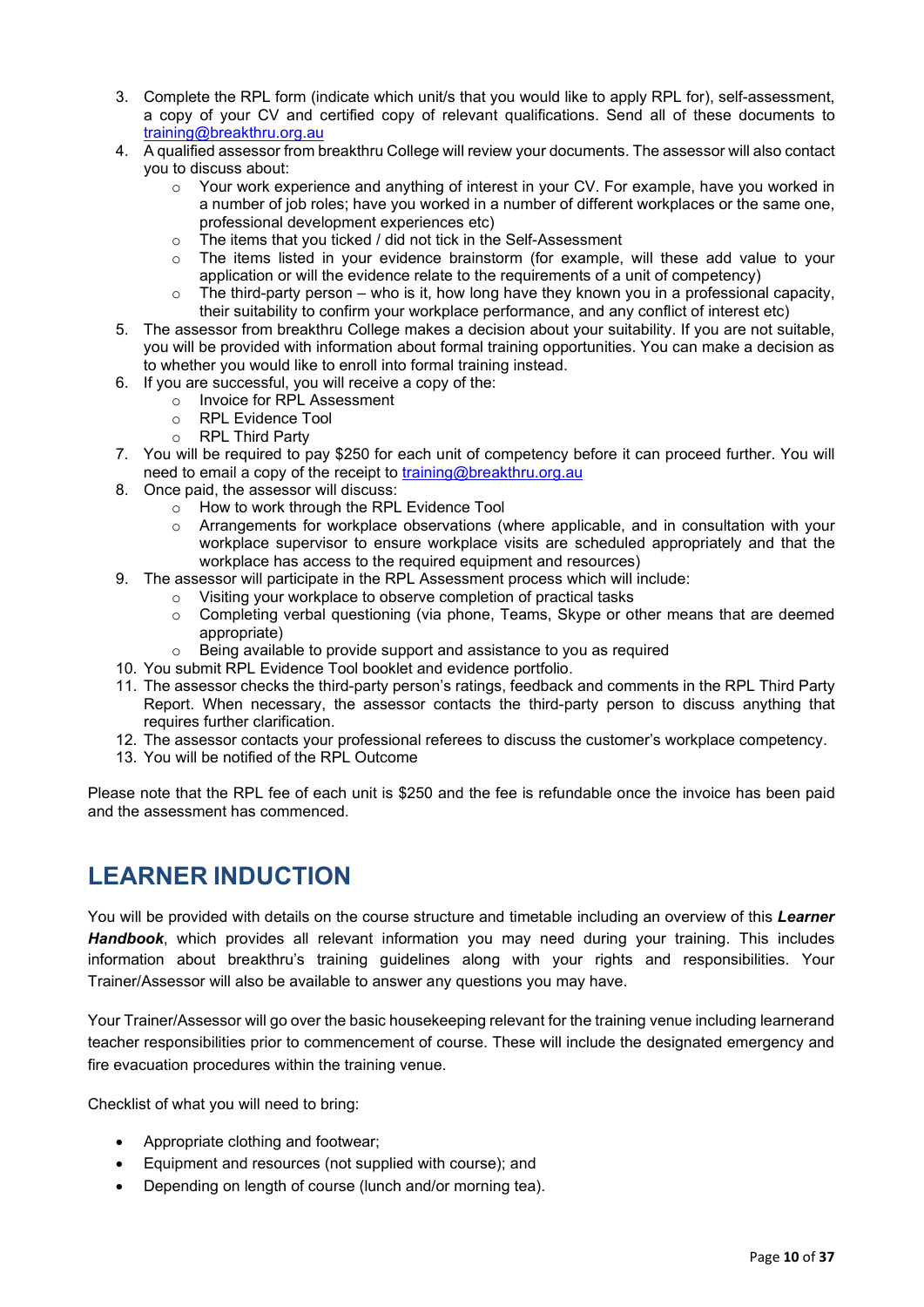3. Complete the RPL form (indicate which unit/s that you would like to apply RPL for), self-assessment, a copy of your CV and certified copy of relevant qualifications. Send all of these documents to training@breakthru.org.au
4. A qualified assessor from breakthru College will review your documents. The assessor will also contact you to discuss about:
    - Your work experience and anything of interest in your CV. For example, have you worked in a number of job roles; have you worked in a number of different workplaces or the same one, professional development experiences etc)
    - The items that you ticked / did not tick in the Self-Assessment
    - The items listed in your evidence brainstorm (for example, will these add value to your application or will the evidence relate to the requirements of a unit of competency)
    - The third-party person – who is it, how long have they known you in a professional capacity, their suitability to confirm your workplace performance, and any conflict of interest etc)
5. The assessor from breakthru College makes a decision about your suitability. If you are not suitable, you will be provided with information about formal training opportunities. You can make a decision as to whether you would like to enroll into formal training instead.
6. If you are successful, you will receive a copy of the:
    - Invoice for RPL Assessment
    - RPL Evidence Tool
    - RPL Third Party
7. You will be required to pay $250 for each unit of competency before it can proceed further. You will need to email a copy of the receipt to training@breakthru.org.au
8. Once paid, the assessor will discuss:
    - How to work through the RPL Evidence Tool
    - Arrangements for workplace observations (where applicable, and in consultation with your workplace supervisor to ensure workplace visits are scheduled appropriately and that the workplace has access to the required equipment and resources)
9. The assessor will participate in the RPL Assessment process which will include:
    - Visiting your workplace to observe completion of practical tasks
    - Completing verbal questioning (via phone, Teams, Skype or other means that are deemed appropriate)
    - Being available to provide support and assistance to you as required
10. You submit RPL Evidence Tool booklet and evidence portfolio.
11. The assessor checks the third-party person's ratings, feedback and comments in the RPL Third Party Report. When necessary, the assessor contacts the third-party person to discuss anything that requires further clarification.
12. The assessor contacts your professional referees to discuss the customer's workplace competency.
13. You will be notified of the RPL Outcome

Please note that the RPL fee of each unit is $250 and the fee is refundable once the invoice has been paid and the assessment has commenced.

# LEARNER INDUCTION

You will be provided with details on the course structure and timetable including an overview of this ***Learner Handbook***, which provides all relevant information you may need during your training. This includes information about breakthru's training guidelines along with your rights and responsibilities. Your Trainer/Assessor will also be available to answer any questions you may have.

Your Trainer/Assessor will go over the basic housekeeping relevant for the training venue including learnerand teacher responsibilities prior to commencement of course. These will include the designated emergency and fire evacuation procedures within the training venue.

Checklist of what you will need to bring:

- Appropriate clothing and footwear;
- Equipment and resources (not supplied with course); and
- Depending on length of course (lunch and/or morning tea).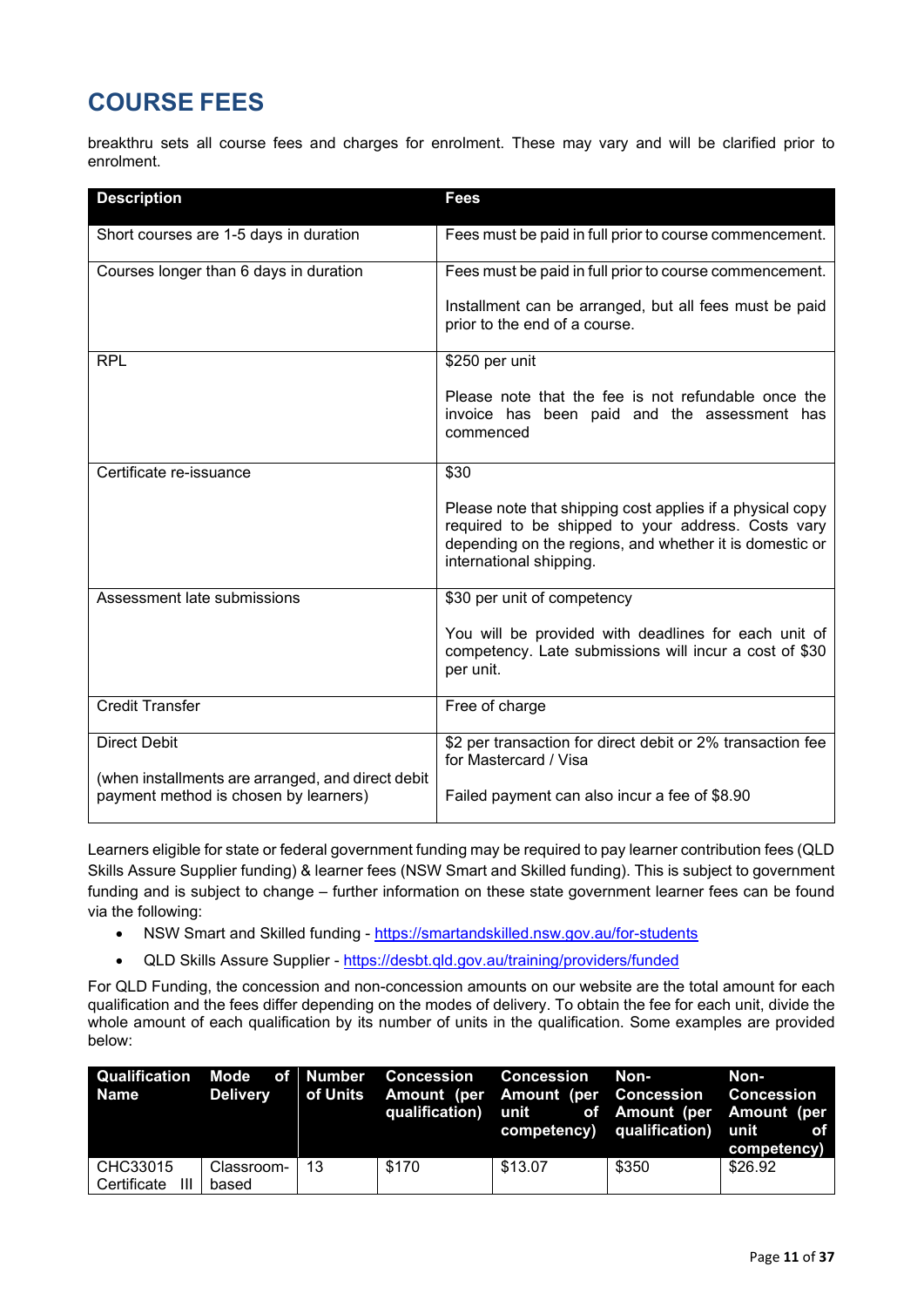# COURSE FEES

breakthru sets all course fees and charges for enrolment. These may vary and will be clarified prior to enrolment.

| Description | Fees |
|---|---|
| Short courses are 1-5 days in duration | Fees must be paid in full prior to course commencement. |
| Courses longer than 6 days in duration | Fees must be paid in full prior to course commencement.<br><br>Installment can be arranged, but all fees must be paid prior to the end of a course. |
| RPL | $250 per unit<br><br>Please note that the fee is not refundable once the invoice has been paid and the assessment has commenced |
| Certificate re-issuance | $30<br><br>Please note that shipping cost applies if a physical copy required to be shipped to your address. Costs vary depending on the regions, and whether it is domestic or international shipping. |
| Assessment late submissions | $30 per unit of competency<br><br>You will be provided with deadlines for each unit of competency. Late submissions will incur a cost of $30 per unit. |
| Credit Transfer | Free of charge |
| Direct Debit<br><br>(when installments are arranged, and direct debit payment method is chosen by learners) | $2 per transaction for direct debit or 2% transaction fee for Mastercard / Visa<br><br>Failed payment can also incur a fee of $8.90 |

Learners eligible for state or federal government funding may be required to pay learner contribution fees (QLD Skills Assure Supplier funding) & learner fees (NSW Smart and Skilled funding). This is subject to government funding and is subject to change – further information on these state government learner fees can be found via the following:

- NSW Smart and Skilled funding - https://smartandskilled.nsw.gov.au/for-students
- QLD Skills Assure Supplier - https://desbt.qld.gov.au/training/providers/funded

For QLD Funding, the concession and non-concession amounts on our website are the total amount for each qualification and the fees differ depending on the modes of delivery. To obtain the fee for each unit, divide the whole amount of each qualification by its number of units in the qualification. Some examples are provided below:

| Qualification Name | Mode of Delivery | Number of Units | Concession Amount (per qualification) | Concession Amount (per unit of competency) | Non-Concession Amount (per qualification) | Non-Concession Amount (per unit of competency) |
|---|---|---|---|---|---|---|
| CHC33015 Certificate III | Classroom-based | 13 | $170 | $13.07 | $350 | $26.92 |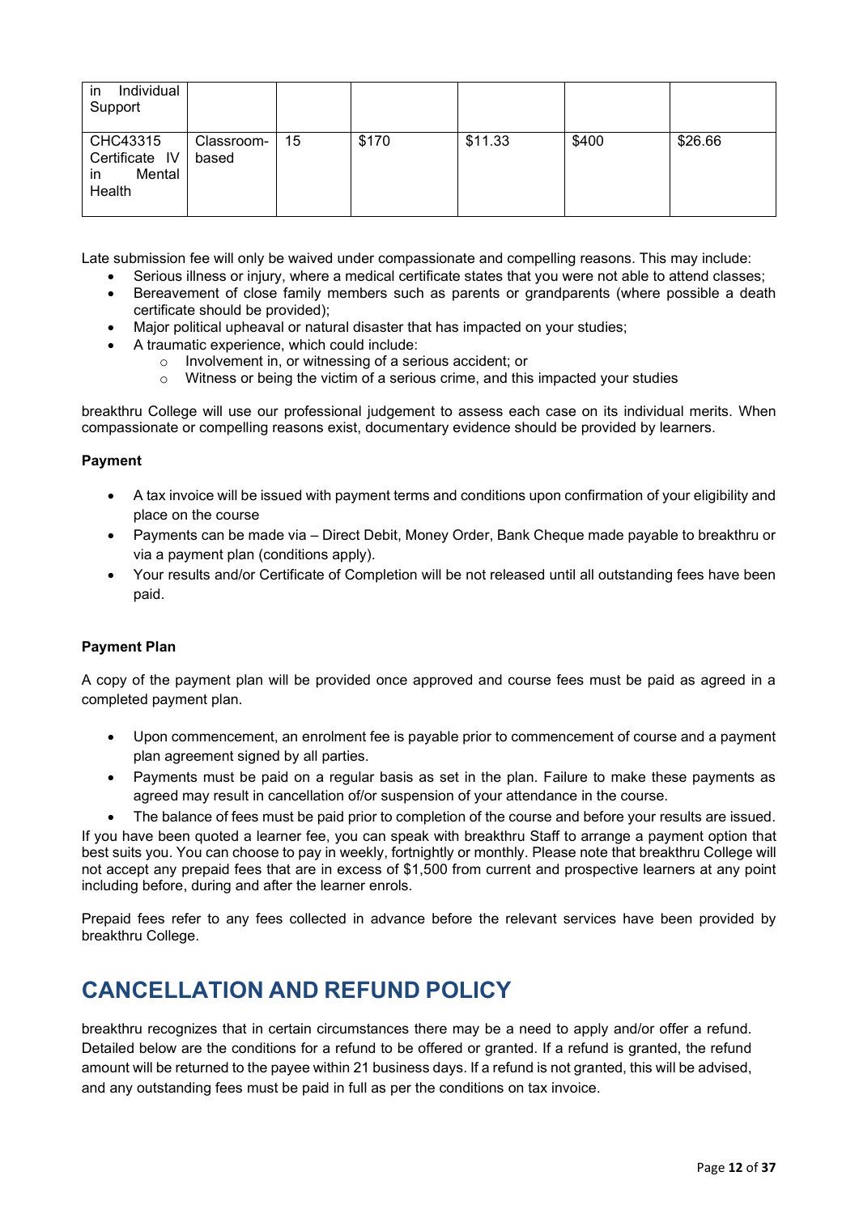| in Individual Support | | | | | | |
|---|---|---|---|---|---|---|
| CHC43315 Certificate IV in Mental Health | Classroom-based | 15 | $170 | $11.33 | $400 | $26.66 |

Late submission fee will only be waived under compassionate and compelling reasons. This may include:

- Serious illness or injury, where a medical certificate states that you were not able to attend classes;
- Bereavement of close family members such as parents or grandparents (where possible a death certificate should be provided);
- Major political upheaval or natural disaster that has impacted on your studies;
- A traumatic experience, which could include:
  - Involvement in, or witnessing of a serious accident; or
  - Witness or being the victim of a serious crime, and this impacted your studies

breakthru College will use our professional judgement to assess each case on its individual merits. When compassionate or compelling reasons exist, documentary evidence should be provided by learners.

**Payment**

- A tax invoice will be issued with payment terms and conditions upon confirmation of your eligibility and place on the course
- Payments can be made via – Direct Debit, Money Order, Bank Cheque made payable to breakthru or via a payment plan (conditions apply).
- Your results and/or Certificate of Completion will be not released until all outstanding fees have been paid.

**Payment Plan**

A copy of the payment plan will be provided once approved and course fees must be paid as agreed in a completed payment plan.

- Upon commencement, an enrolment fee is payable prior to commencement of course and a payment plan agreement signed by all parties.
- Payments must be paid on a regular basis as set in the plan. Failure to make these payments as agreed may result in cancellation of/or suspension of your attendance in the course.
- The balance of fees must be paid prior to completion of the course and before your results are issued.

If you have been quoted a learner fee, you can speak with breakthru Staff to arrange a payment option that best suits you. You can choose to pay in weekly, fortnightly or monthly. Please note that breakthru College will not accept any prepaid fees that are in excess of $1,500 from current and prospective learners at any point including before, during and after the learner enrols.

Prepaid fees refer to any fees collected in advance before the relevant services have been provided by breakthru College.

# CANCELLATION AND REFUND POLICY

breakthru recognizes that in certain circumstances there may be a need to apply and/or offer a refund. Detailed below are the conditions for a refund to be offered or granted. If a refund is granted, the refund amount will be returned to the payee within 21 business days. If a refund is not granted, this will be advised, and any outstanding fees must be paid in full as per the conditions on tax invoice.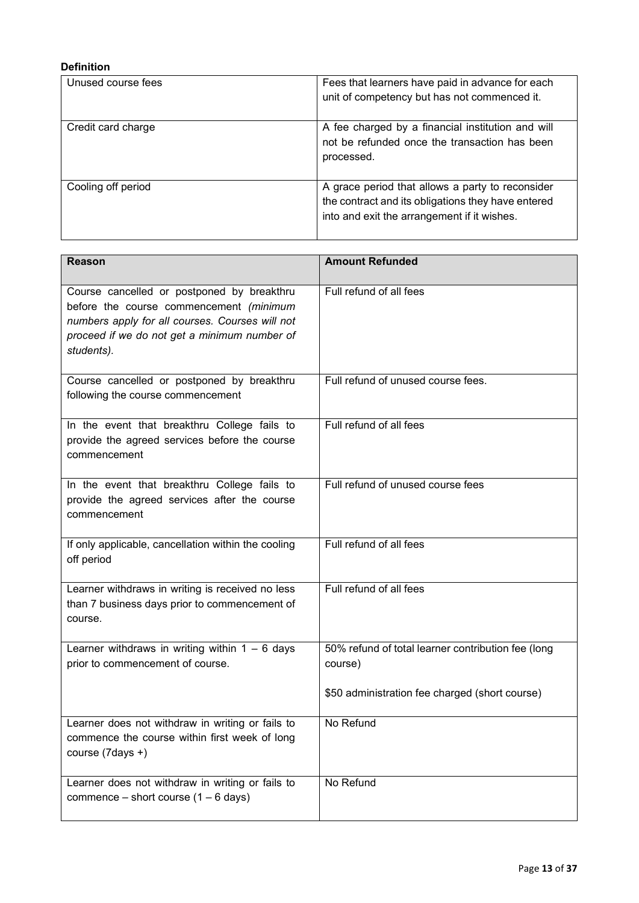**Definition**

| | |
|---|---|
| Unused course fees | Fees that learners have paid in advance for each unit of competency but has not commenced it. |
| Credit card charge | A fee charged by a financial institution and will not be refunded once the transaction has been processed. |
| Cooling off period | A grace period that allows a party to reconsider the contract and its obligations they have entered into and exit the arrangement if it wishes. |

| Reason | Amount Refunded |
|---|---|
| Course cancelled or postponed by breakthru before the course commencement *(minimum numbers apply for all courses. Courses will not proceed if we do not get a minimum number of students).* | Full refund of all fees |
| Course cancelled or postponed by breakthru following the course commencement | Full refund of unused course fees. |
| In the event that breakthru College fails to provide the agreed services before the course commencement | Full refund of all fees |
| In the event that breakthru College fails to provide the agreed services after the course commencement | Full refund of unused course fees |
| If only applicable, cancellation within the cooling off period | Full refund of all fees |
| Learner withdraws in writing is received no less than 7 business days prior to commencement of course. | Full refund of all fees |
| Learner withdraws in writing within 1 – 6 days prior to commencement of course. | 50% refund of total learner contribution fee (long course)<br><br>$50 administration fee charged (short course) |
| Learner does not withdraw in writing or fails to commence the course within first week of long course (7days +) | No Refund |
| Learner does not withdraw in writing or fails to commence – short course (1 – 6 days) | No Refund |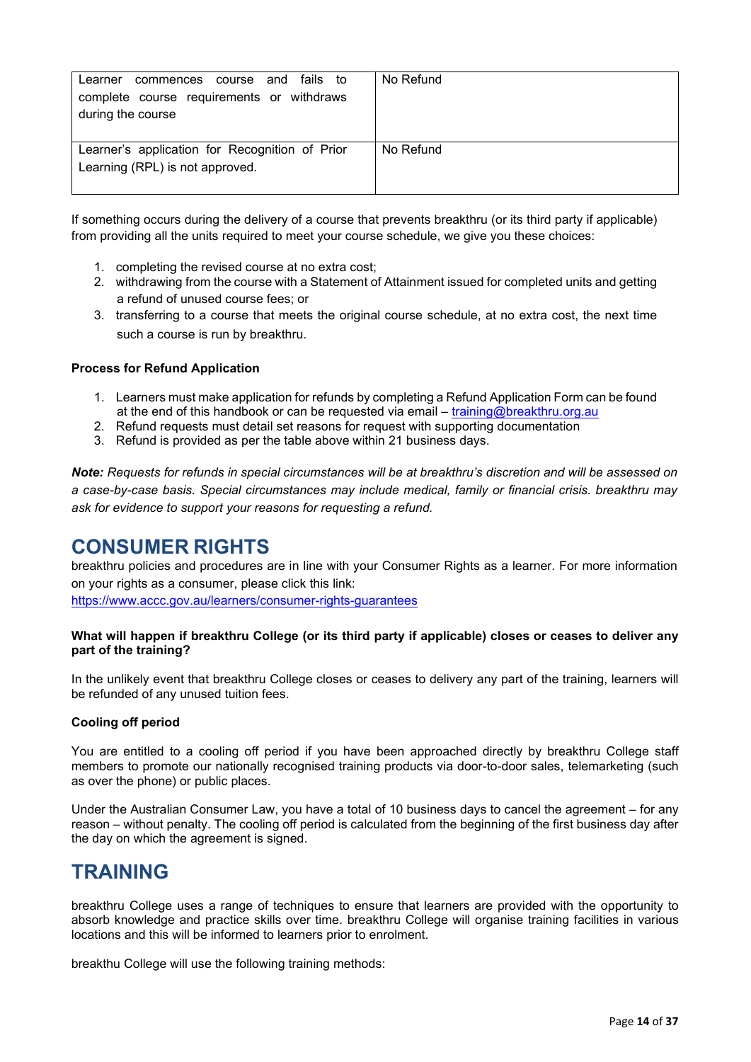| Learner commences course and fails to complete course requirements or withdraws during the course | No Refund |
| --- | --- |
| Learner's application for Recognition of Prior Learning (RPL) is not approved. | No Refund |

If something occurs during the delivery of a course that prevents breakthru (or its third party if applicable) from providing all the units required to meet your course schedule, we give you these choices:

1. completing the revised course at no extra cost;
2. withdrawing from the course with a Statement of Attainment issued for completed units and getting a refund of unused course fees; or
3. transferring to a course that meets the original course schedule, at no extra cost, the next time such a course is run by breakthru.

**Process for Refund Application**

1. Learners must make application for refunds by completing a Refund Application Form can be found at the end of this handbook or can be requested via email – training@breakthru.org.au
2. Refund requests must detail set reasons for request with supporting documentation
3. Refund is provided as per the table above within 21 business days.

***Note:*** *Requests for refunds in special circumstances will be at breakthru's discretion and will be assessed on a case-by-case basis. Special circumstances may include medical, family or financial crisis. breakthru may ask for evidence to support your reasons for requesting a refund.*

# CONSUMER RIGHTS

breakthru policies and procedures are in line with your Consumer Rights as a learner. For more information on your rights as a consumer, please click this link:
https://www.accc.gov.au/learners/consumer-rights-guarantees

**What will happen if breakthru College (or its third party if applicable) closes or ceases to deliver any part of the training?**

In the unlikely event that breakthru College closes or ceases to delivery any part of the training, learners will be refunded of any unused tuition fees.

**Cooling off period**

You are entitled to a cooling off period if you have been approached directly by breakthru College staff members to promote our nationally recognised training products via door-to-door sales, telemarketing (such as over the phone) or public places.

Under the Australian Consumer Law, you have a total of 10 business days to cancel the agreement – for any reason – without penalty. The cooling off period is calculated from the beginning of the first business day after the day on which the agreement is signed.

# TRAINING

breakthru College uses a range of techniques to ensure that learners are provided with the opportunity to absorb knowledge and practice skills over time. breakthru College will organise training facilities in various locations and this will be informed to learners prior to enrolment.

breakthu College will use the following training methods: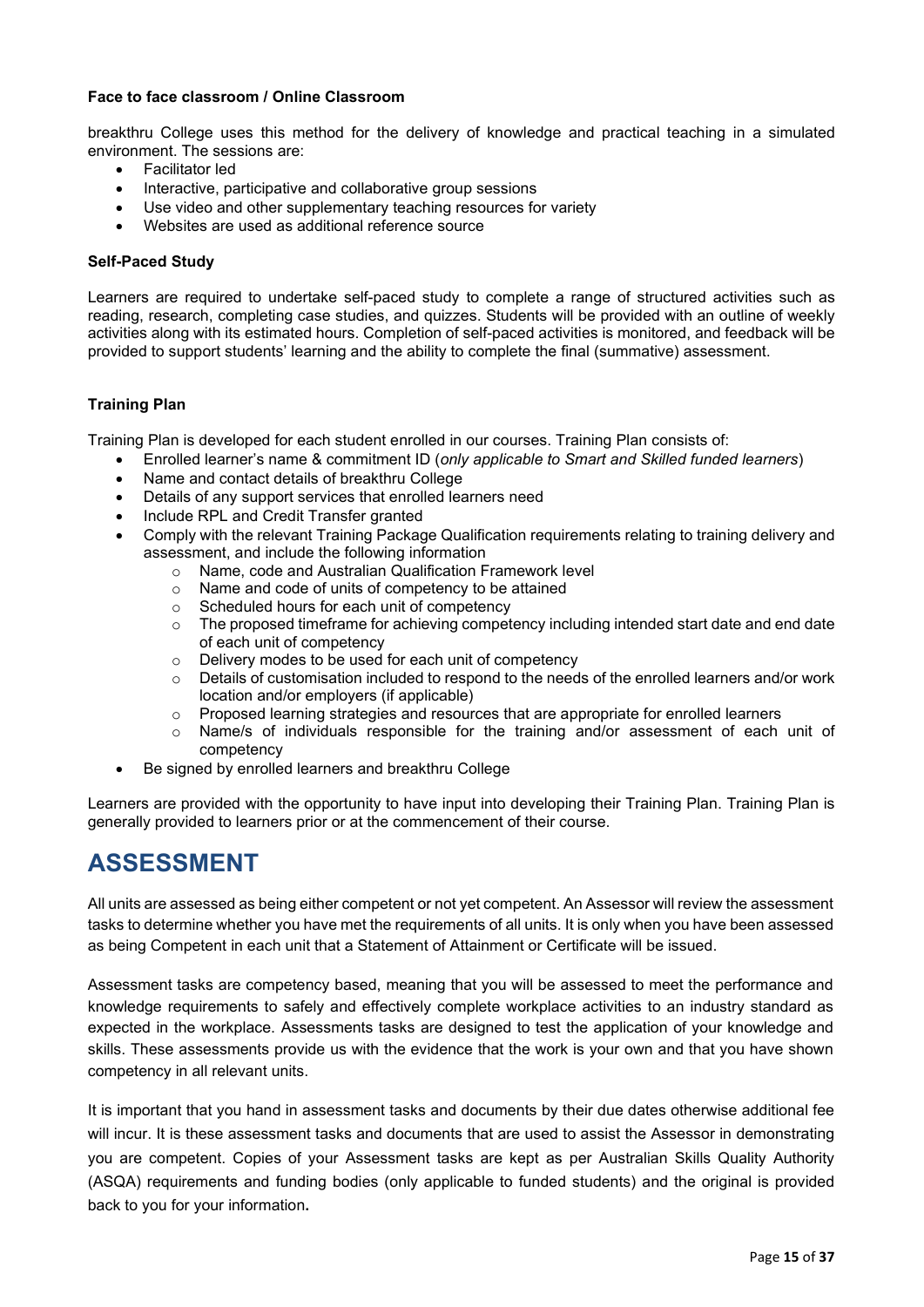**Face to face classroom / Online Classroom**

breakthru College uses this method for the delivery of knowledge and practical teaching in a simulated environment. The sessions are:

- Facilitator led
- Interactive, participative and collaborative group sessions
- Use video and other supplementary teaching resources for variety
- Websites are used as additional reference source

**Self-Paced Study**

Learners are required to undertake self-paced study to complete a range of structured activities such as reading, research, completing case studies, and quizzes. Students will be provided with an outline of weekly activities along with its estimated hours. Completion of self-paced activities is monitored, and feedback will be provided to support students' learning and the ability to complete the final (summative) assessment.

**Training Plan**

Training Plan is developed for each student enrolled in our courses. Training Plan consists of:

- Enrolled learner's name & commitment ID (*only applicable to Smart and Skilled funded learners*)
- Name and contact details of breakthru College
- Details of any support services that enrolled learners need
- Include RPL and Credit Transfer granted
- Comply with the relevant Training Package Qualification requirements relating to training delivery and assessment, and include the following information
    - Name, code and Australian Qualification Framework level
    - Name and code of units of competency to be attained
    - Scheduled hours for each unit of competency
    - The proposed timeframe for achieving competency including intended start date and end date of each unit of competency
    - Delivery modes to be used for each unit of competency
    - Details of customisation included to respond to the needs of the enrolled learners and/or work location and/or employers (if applicable)
    - Proposed learning strategies and resources that are appropriate for enrolled learners
    - Name/s of individuals responsible for the training and/or assessment of each unit of competency
- Be signed by enrolled learners and breakthru College

Learners are provided with the opportunity to have input into developing their Training Plan. Training Plan is generally provided to learners prior or at the commencement of their course.

# ASSESSMENT

All units are assessed as being either competent or not yet competent. An Assessor will review the assessment tasks to determine whether you have met the requirements of all units. It is only when you have been assessed as being Competent in each unit that a Statement of Attainment or Certificate will be issued.

Assessment tasks are competency based, meaning that you will be assessed to meet the performance and knowledge requirements to safely and effectively complete workplace activities to an industry standard as expected in the workplace. Assessments tasks are designed to test the application of your knowledge and skills. These assessments provide us with the evidence that the work is your own and that you have shown competency in all relevant units.

It is important that you hand in assessment tasks and documents by their due dates otherwise additional fee will incur. It is these assessment tasks and documents that are used to assist the Assessor in demonstrating you are competent. Copies of your Assessment tasks are kept as per Australian Skills Quality Authority (ASQA) requirements and funding bodies (only applicable to funded students) and the original is provided back to you for your information.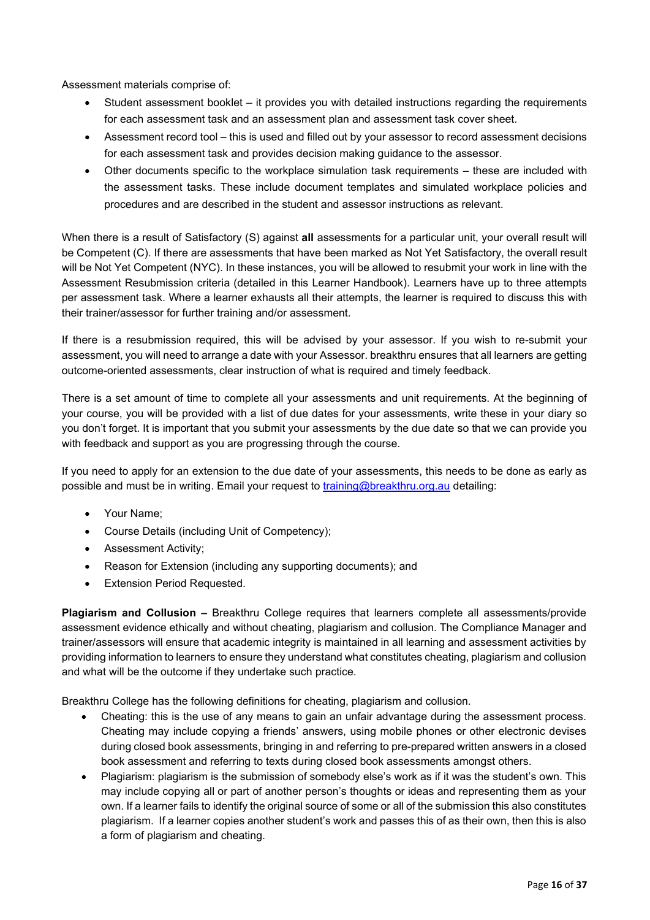Assessment materials comprise of:

- Student assessment booklet – it provides you with detailed instructions regarding the requirements for each assessment task and an assessment plan and assessment task cover sheet.
- Assessment record tool – this is used and filled out by your assessor to record assessment decisions for each assessment task and provides decision making guidance to the assessor.
- Other documents specific to the workplace simulation task requirements – these are included with the assessment tasks. These include document templates and simulated workplace policies and procedures and are described in the student and assessor instructions as relevant.

When there is a result of Satisfactory (S) against **all** assessments for a particular unit, your overall result will be Competent (C). If there are assessments that have been marked as Not Yet Satisfactory, the overall result will be Not Yet Competent (NYC). In these instances, you will be allowed to resubmit your work in line with the Assessment Resubmission criteria (detailed in this Learner Handbook). Learners have up to three attempts per assessment task. Where a learner exhausts all their attempts, the learner is required to discuss this with their trainer/assessor for further training and/or assessment.

If there is a resubmission required, this will be advised by your assessor. If you wish to re-submit your assessment, you will need to arrange a date with your Assessor. breakthru ensures that all learners are getting outcome-oriented assessments, clear instruction of what is required and timely feedback.

There is a set amount of time to complete all your assessments and unit requirements. At the beginning of your course, you will be provided with a list of due dates for your assessments, write these in your diary so you don't forget. It is important that you submit your assessments by the due date so that we can provide you with feedback and support as you are progressing through the course.

If you need to apply for an extension to the due date of your assessments, this needs to be done as early as possible and must be in writing. Email your request to training@breakthru.org.au detailing:

- Your Name;
- Course Details (including Unit of Competency);
- Assessment Activity;
- Reason for Extension (including any supporting documents); and
- Extension Period Requested.

**Plagiarism and Collusion –** Breakthru College requires that learners complete all assessments/provide assessment evidence ethically and without cheating, plagiarism and collusion. The Compliance Manager and trainer/assessors will ensure that academic integrity is maintained in all learning and assessment activities by providing information to learners to ensure they understand what constitutes cheating, plagiarism and collusion and what will be the outcome if they undertake such practice.

Breakthru College has the following definitions for cheating, plagiarism and collusion.

- Cheating: this is the use of any means to gain an unfair advantage during the assessment process. Cheating may include copying a friends' answers, using mobile phones or other electronic devises during closed book assessments, bringing in and referring to pre-prepared written answers in a closed book assessment and referring to texts during closed book assessments amongst others.
- Plagiarism: plagiarism is the submission of somebody else's work as if it was the student's own. This may include copying all or part of another person's thoughts or ideas and representing them as your own. If a learner fails to identify the original source of some or all of the submission this also constitutes plagiarism. If a learner copies another student's work and passes this of as their own, then this is also a form of plagiarism and cheating.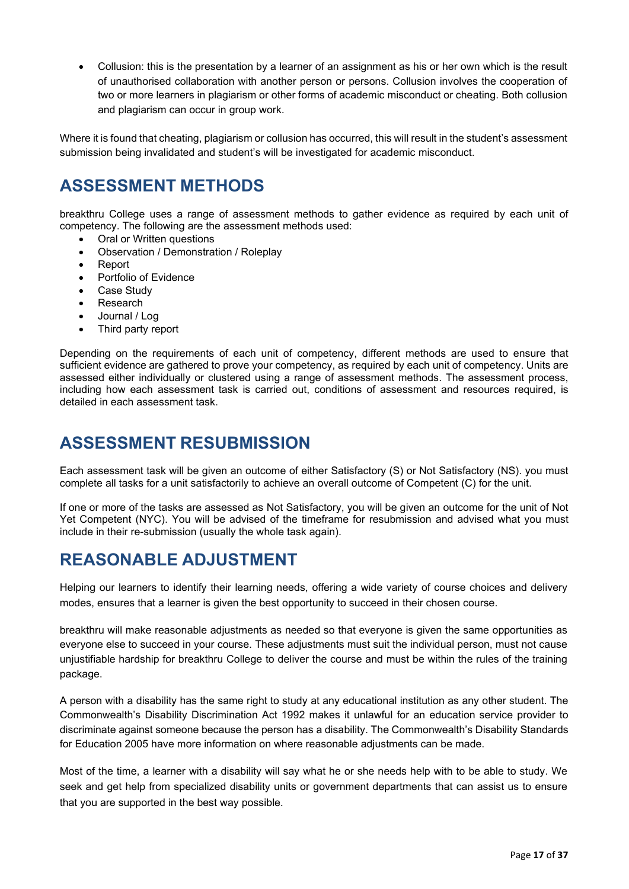- Collusion: this is the presentation by a learner of an assignment as his or her own which is the result of unauthorised collaboration with another person or persons. Collusion involves the cooperation of two or more learners in plagiarism or other forms of academic misconduct or cheating. Both collusion and plagiarism can occur in group work.

Where it is found that cheating, plagiarism or collusion has occurred, this will result in the student's assessment submission being invalidated and student's will be investigated for academic misconduct.

## ASSESSMENT METHODS

breakthru College uses a range of assessment methods to gather evidence as required by each unit of competency. The following are the assessment methods used:

- Oral or Written questions
- Observation / Demonstration / Roleplay
- Report
- Portfolio of Evidence
- Case Study
- Research
- Journal / Log
- Third party report

Depending on the requirements of each unit of competency, different methods are used to ensure that sufficient evidence are gathered to prove your competency, as required by each unit of competency. Units are assessed either individually or clustered using a range of assessment methods. The assessment process, including how each assessment task is carried out, conditions of assessment and resources required, is detailed in each assessment task.

## ASSESSMENT RESUBMISSION

Each assessment task will be given an outcome of either Satisfactory (S) or Not Satisfactory (NS). you must complete all tasks for a unit satisfactorily to achieve an overall outcome of Competent (C) for the unit.

If one or more of the tasks are assessed as Not Satisfactory, you will be given an outcome for the unit of Not Yet Competent (NYC). You will be advised of the timeframe for resubmission and advised what you must include in their re-submission (usually the whole task again).

## REASONABLE ADJUSTMENT

Helping our learners to identify their learning needs, offering a wide variety of course choices and delivery modes, ensures that a learner is given the best opportunity to succeed in their chosen course.

breakthru will make reasonable adjustments as needed so that everyone is given the same opportunities as everyone else to succeed in your course. These adjustments must suit the individual person, must not cause unjustifiable hardship for breakthru College to deliver the course and must be within the rules of the training package.

A person with a disability has the same right to study at any educational institution as any other student. The Commonwealth's Disability Discrimination Act 1992 makes it unlawful for an education service provider to discriminate against someone because the person has a disability. The Commonwealth's Disability Standards for Education 2005 have more information on where reasonable adjustments can be made.

Most of the time, a learner with a disability will say what he or she needs help with to be able to study. We seek and get help from specialized disability units or government departments that can assist us to ensure that you are supported in the best way possible.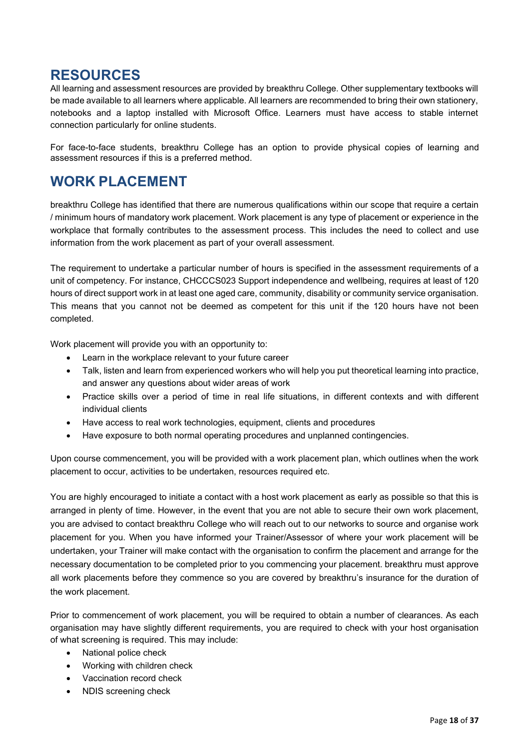## RESOURCES

All learning and assessment resources are provided by breakthru College. Other supplementary textbooks will be made available to all learners where applicable. All learners are recommended to bring their own stationery, notebooks and a laptop installed with Microsoft Office. Learners must have access to stable internet connection particularly for online students.

For face-to-face students, breakthru College has an option to provide physical copies of learning and assessment resources if this is a preferred method.

## WORK PLACEMENT

breakthru College has identified that there are numerous qualifications within our scope that require a certain / minimum hours of mandatory work placement. Work placement is any type of placement or experience in the workplace that formally contributes to the assessment process. This includes the need to collect and use information from the work placement as part of your overall assessment.

The requirement to undertake a particular number of hours is specified in the assessment requirements of a unit of competency. For instance, CHCCCS023 Support independence and wellbeing, requires at least of 120 hours of direct support work in at least one aged care, community, disability or community service organisation. This means that you cannot not be deemed as competent for this unit if the 120 hours have not been completed.

Work placement will provide you with an opportunity to:

- Learn in the workplace relevant to your future career
- Talk, listen and learn from experienced workers who will help you put theoretical learning into practice, and answer any questions about wider areas of work
- Practice skills over a period of time in real life situations, in different contexts and with different individual clients
- Have access to real work technologies, equipment, clients and procedures
- Have exposure to both normal operating procedures and unplanned contingencies.

Upon course commencement, you will be provided with a work placement plan, which outlines when the work placement to occur, activities to be undertaken, resources required etc.

You are highly encouraged to initiate a contact with a host work placement as early as possible so that this is arranged in plenty of time. However, in the event that you are not able to secure their own work placement, you are advised to contact breakthru College who will reach out to our networks to source and organise work placement for you. When you have informed your Trainer/Assessor of where your work placement will be undertaken, your Trainer will make contact with the organisation to confirm the placement and arrange for the necessary documentation to be completed prior to you commencing your placement. breakthru must approve all work placements before they commence so you are covered by breakthru's insurance for the duration of the work placement.

Prior to commencement of work placement, you will be required to obtain a number of clearances. As each organisation may have slightly different requirements, you are required to check with your host organisation of what screening is required. This may include:

- National police check
- Working with children check
- Vaccination record check
- NDIS screening check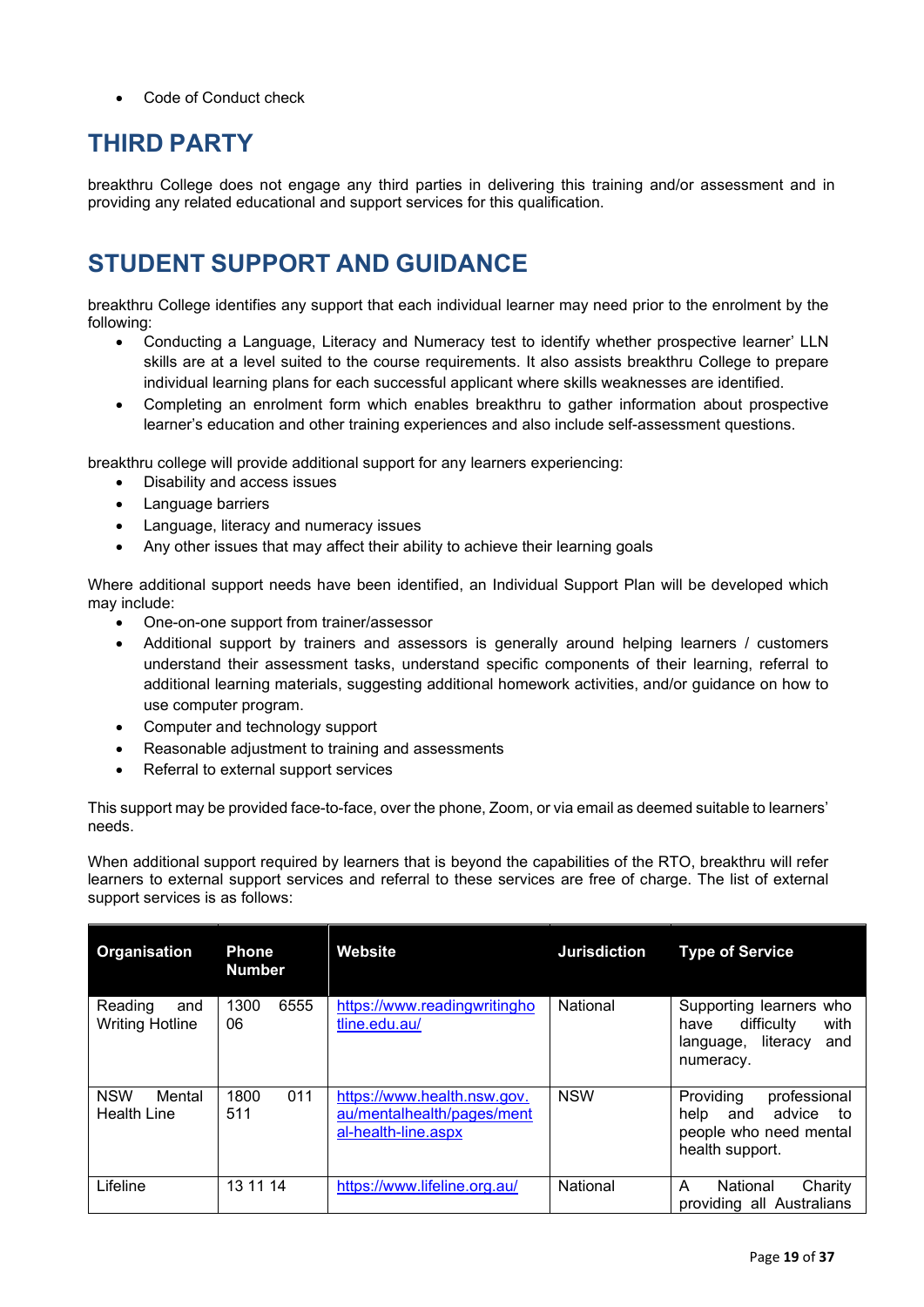- Code of Conduct check

## THIRD PARTY

breakthru College does not engage any third parties in delivering this training and/or assessment and in providing any related educational and support services for this qualification.

## STUDENT SUPPORT AND GUIDANCE

breakthru College identifies any support that each individual learner may need prior to the enrolment by the following:

- Conducting a Language, Literacy and Numeracy test to identify whether prospective learner' LLN skills are at a level suited to the course requirements. It also assists breakthru College to prepare individual learning plans for each successful applicant where skills weaknesses are identified.
- Completing an enrolment form which enables breakthru to gather information about prospective learner's education and other training experiences and also include self-assessment questions.

breakthru college will provide additional support for any learners experiencing:

- Disability and access issues
- Language barriers
- Language, literacy and numeracy issues
- Any other issues that may affect their ability to achieve their learning goals

Where additional support needs have been identified, an Individual Support Plan will be developed which may include:

- One-on-one support from trainer/assessor
- Additional support by trainers and assessors is generally around helping learners / customers understand their assessment tasks, understand specific components of their learning, referral to additional learning materials, suggesting additional homework activities, and/or guidance on how to use computer program.
- Computer and technology support
- Reasonable adjustment to training and assessments
- Referral to external support services

This support may be provided face-to-face, over the phone, Zoom, or via email as deemed suitable to learners' needs.

When additional support required by learners that is beyond the capabilities of the RTO, breakthru will refer learners to external support services and referral to these services are free of charge. The list of external support services is as follows:

| Organisation | Phone Number | Website | Jurisdiction | Type of Service |
|---|---|---|---|---|
| Reading and Writing Hotline | 1300 6555 06 | https://www.readingwritinghotline.edu.au/ | National | Supporting learners who have difficulty with language, literacy and numeracy. |
| NSW Mental Health Line | 1800 011 511 | https://www.health.nsw.gov.au/mentalhealth/pages/mental-health-line.aspx | NSW | Providing professional help and advice to people who need mental health support. |
| Lifeline | 13 11 14 | https://www.lifeline.org.au/ | National | A National Charity providing all Australians |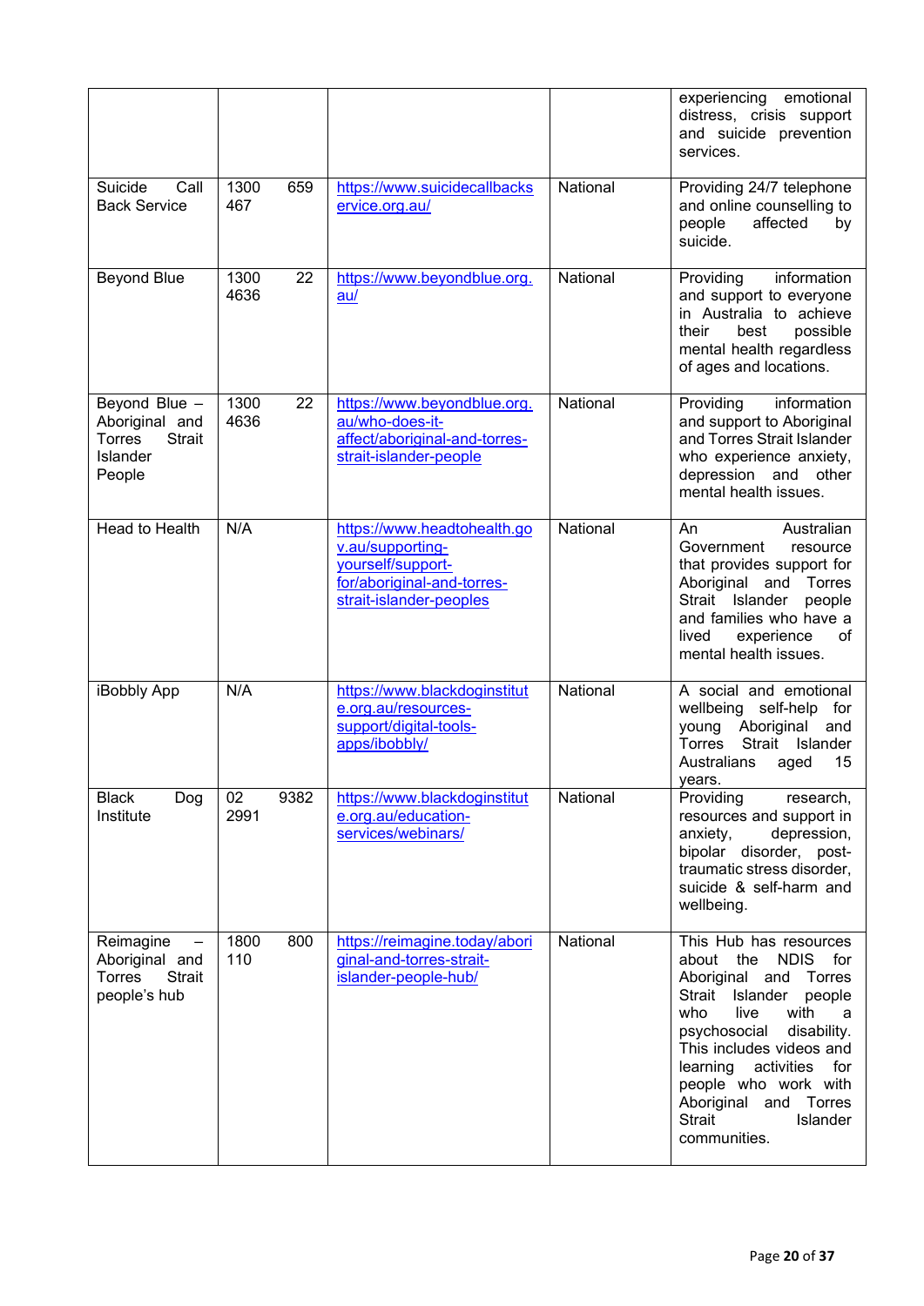| | | | | |
|---|---|---|---|---|
| | | | | experiencing emotional distress, crisis support and suicide prevention services. |
| Suicide Call Back Service | 1300 659 467 | https://www.suicidecallbackservice.org.au/ | National | Providing 24/7 telephone and online counselling to people affected by suicide. |
| Beyond Blue | 1300 22 4636 | https://www.beyondblue.org.au/ | National | Providing information and support to everyone in Australia to achieve their best possible mental health regardless of ages and locations. |
| Beyond Blue – Aboriginal and Torres Strait Islander People | 1300 22 4636 | https://www.beyondblue.org.au/who-does-it-affect/aboriginal-and-torres-strait-islander-people | National | Providing information and support to Aboriginal and Torres Strait Islander who experience anxiety, depression and other mental health issues. |
| Head to Health | N/A | https://www.headtohealth.gov.au/supporting-yourself/support-for/aboriginal-and-torres-strait-islander-peoples | National | An Australian Government resource that provides support for Aboriginal and Torres Strait Islander people and families who have a lived experience of mental health issues. |
| iBobbly App | N/A | https://www.blackdoginstitute.org.au/resources-support/digital-tools-apps/ibobbly/ | National | A social and emotional wellbeing self-help for young Aboriginal and Torres Strait Islander Australians aged 15 years. |
| Black Dog Institute | 02 9382 2991 | https://www.blackdoginstitute.org.au/education-services/webinars/ | National | Providing research, resources and support in anxiety, depression, bipolar disorder, post-traumatic stress disorder, suicide & self-harm and wellbeing. |
| Reimagine – Aboriginal and Torres Strait people's hub | 1800 800 110 | https://reimagine.today/aboriginal-and-torres-strait-islander-people-hub/ | National | This Hub has resources about the NDIS for Aboriginal and Torres Strait Islander people who live with a psychosocial disability. This includes videos and learning activities for people who work with Aboriginal and Torres Strait Islander communities. |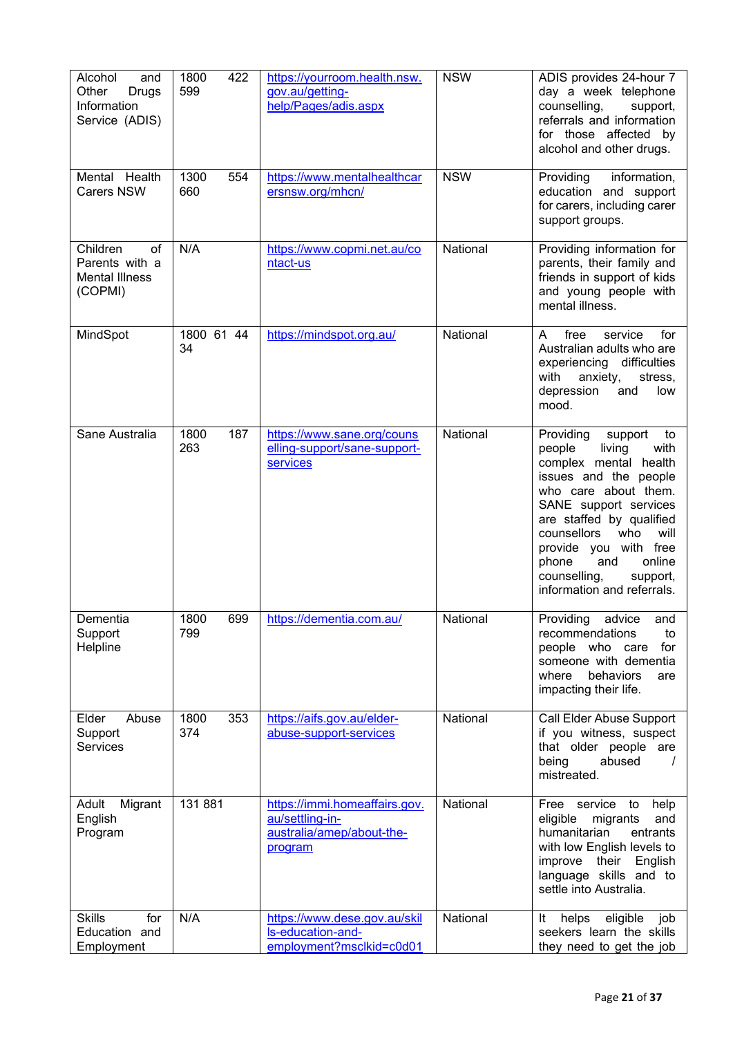| Alcohol and Other Drugs Information Service (ADIS) | 1800 422 599 | https://yourroom.health.nsw.gov.au/getting-help/Pages/adis.aspx | NSW | ADIS provides 24-hour 7 day a week telephone counselling, support, referrals and information for those affected by alcohol and other drugs. |
|---|---|---|---|---|
| Mental Health Carers NSW | 1300 554 660 | https://www.mentalhealthcarersnsw.org/mhcn/ | NSW | Providing information, education and support for carers, including carer support groups. |
| Children of Parents with a Mental Illness (COPMI) | N/A | https://www.copmi.net.au/contact-us | National | Providing information for parents, their family and friends in support of kids and young people with mental illness. |
| MindSpot | 1800 61 44 34 | https://mindspot.org.au/ | National | A free service for Australian adults who are experiencing difficulties with anxiety, stress, depression and low mood. |
| Sane Australia | 1800 187 263 | https://www.sane.org/counselling-support/sane-support-services | National | Providing support to people living with complex mental health issues and the people who care about them. SANE support services are staffed by qualified counsellors who will provide you with free phone and online counselling, support, information and referrals. |
| Dementia Support Helpline | 1800 699 799 | https://dementia.com.au/ | National | Providing advice and recommendations to people who care for someone with dementia where behaviors are impacting their life. |
| Elder Abuse Support Services | 1800 353 374 | https://aifs.gov.au/elder-abuse-support-services | National | Call Elder Abuse Support if you witness, suspect that older people are being abused / mistreated. |
| Adult Migrant English Program | 131 881 | https://immi.homeaffairs.gov.au/settling-in-australia/amep/about-the-program | National | Free service to help eligible migrants and humanitarian entrants with low English levels to improve their English language skills and to settle into Australia. |
| Skills for Education and Employment | N/A | https://www.dese.gov.au/skills-education-and-employment?msclkid=c0d01 | National | It helps eligible job seekers learn the skills they need to get the job |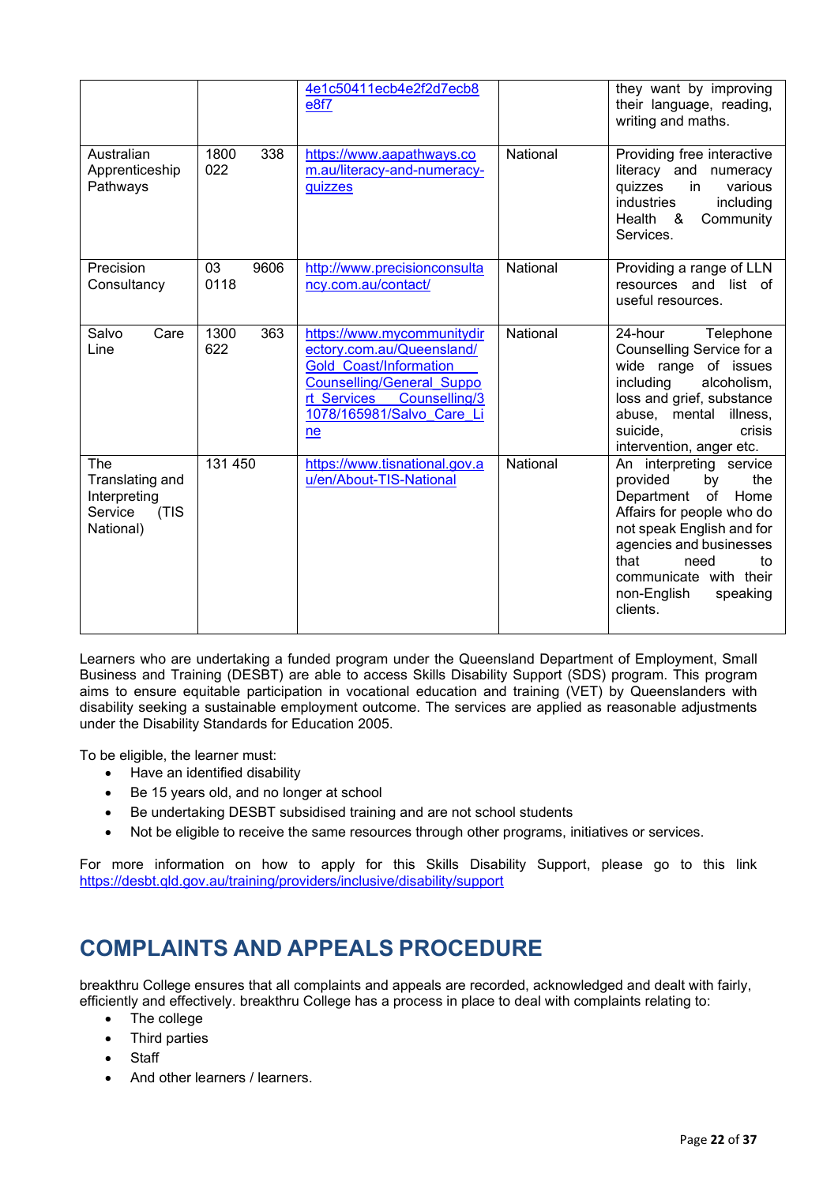|  |  | 4e1c50411ecb4e2f2d7ecb8e8f7 |  | they want by improving their language, reading, writing and maths. |
|---|---|---|---|---|
| Australian Apprenticeship Pathways | 1800 338 022 | https://www.aapathways.com.au/literacy-and-numeracy-quizzes | National | Providing free interactive literacy and numeracy quizzes in various industries including Health & Community Services. |
| Precision Consultancy | 03 9606 0118 | http://www.precisionconsultancy.com.au/contact/ | National | Providing a range of LLN resources and list of useful resources. |
| Salvo Care Line | 1300 363 622 | https://www.mycommunitydirectory.com.au/Queensland/Gold_Coast/Information__Counselling/General_Support_Services__Counselling/31078/165981/Salvo_Care_Line | National | 24-hour Telephone Counselling Service for a wide range of issues including alcoholism, loss and grief, substance abuse, mental illness, suicide, crisis intervention, anger etc. |
| The Translating and Interpreting Service (TIS National) | 131 450 | https://www.tisnational.gov.au/en/About-TIS-National | National | An interpreting service provided by the Department of Home Affairs for people who do not speak English and for agencies and businesses that need to communicate with their non-English speaking clients. |

Learners who are undertaking a funded program under the Queensland Department of Employment, Small Business and Training (DESBT) are able to access Skills Disability Support (SDS) program. This program aims to ensure equitable participation in vocational education and training (VET) by Queenslanders with disability seeking a sustainable employment outcome. The services are applied as reasonable adjustments under the Disability Standards for Education 2005.

To be eligible, the learner must:

- Have an identified disability
- Be 15 years old, and no longer at school
- Be undertaking DESBT subsidised training and are not school students
- Not be eligible to receive the same resources through other programs, initiatives or services.

For more information on how to apply for this Skills Disability Support, please go to this link https://desbt.qld.gov.au/training/providers/inclusive/disability/support

# COMPLAINTS AND APPEALS PROCEDURE

breakthru College ensures that all complaints and appeals are recorded, acknowledged and dealt with fairly, efficiently and effectively. breakthru College has a process in place to deal with complaints relating to:

- The college
- Third parties
- Staff
- And other learners / learners.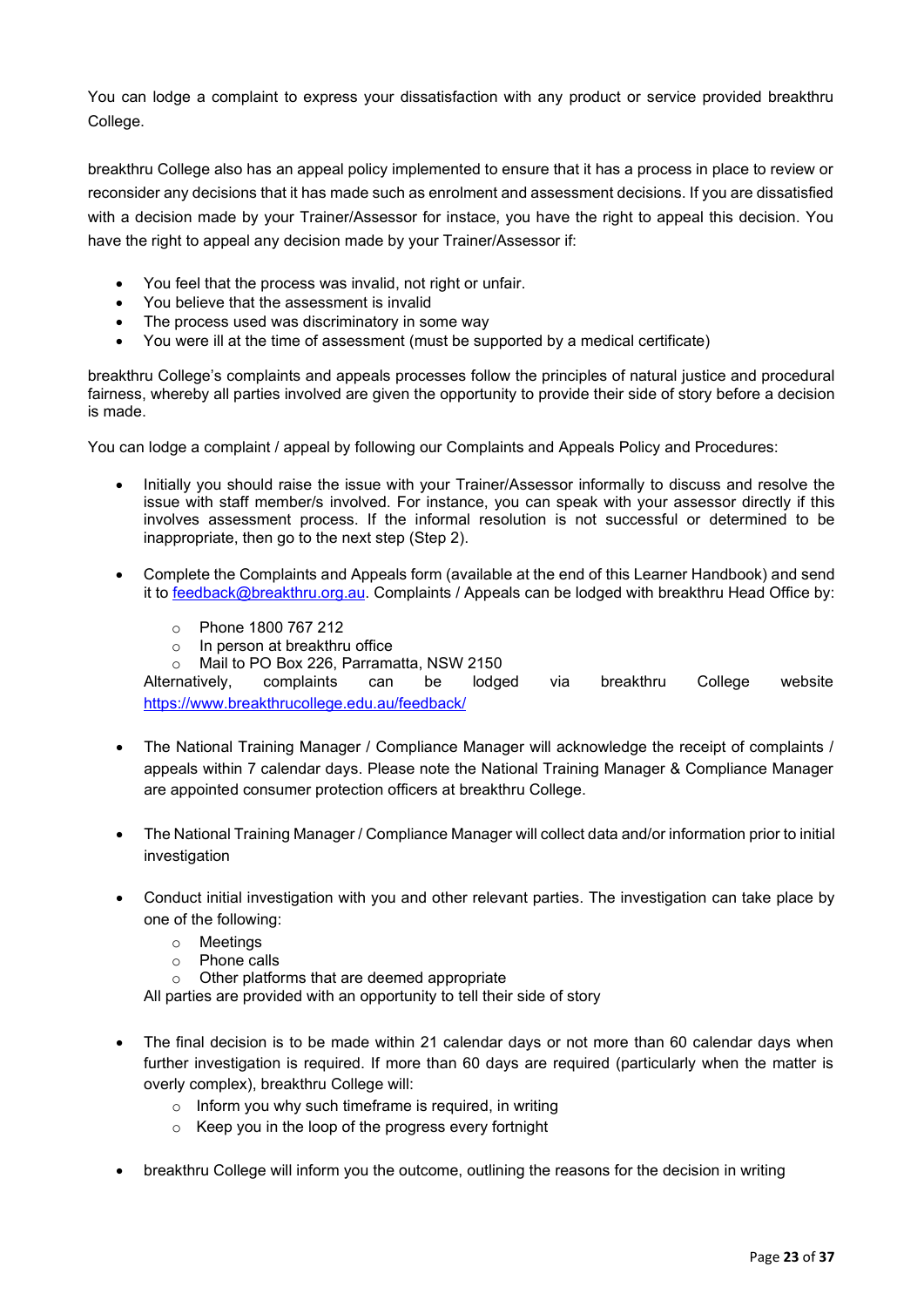You can lodge a complaint to express your dissatisfaction with any product or service provided breakthru College.

breakthru College also has an appeal policy implemented to ensure that it has a process in place to review or reconsider any decisions that it has made such as enrolment and assessment decisions. If you are dissatisfied with a decision made by your Trainer/Assessor for instace, you have the right to appeal this decision. You have the right to appeal any decision made by your Trainer/Assessor if:

- You feel that the process was invalid, not right or unfair.
- You believe that the assessment is invalid
- The process used was discriminatory in some way
- You were ill at the time of assessment (must be supported by a medical certificate)

breakthru College's complaints and appeals processes follow the principles of natural justice and procedural fairness, whereby all parties involved are given the opportunity to provide their side of story before a decision is made.

You can lodge a complaint / appeal by following our Complaints and Appeals Policy and Procedures:

- Initially you should raise the issue with your Trainer/Assessor informally to discuss and resolve the issue with staff member/s involved. For instance, you can speak with your assessor directly if this involves assessment process. If the informal resolution is not successful or determined to be inappropriate, then go to the next step (Step 2).

- Complete the Complaints and Appeals form (available at the end of this Learner Handbook) and send it to feedback@breakthru.org.au. Complaints / Appeals can be lodged with breakthru Head Office by:
  - Phone 1800 767 212
  - In person at breakthru office
  - Mail to PO Box 226, Parramatta, NSW 2150

  Alternatively, complaints can be lodged via breakthru College website https://www.breakthrucollege.edu.au/feedback/

- The National Training Manager / Compliance Manager will acknowledge the receipt of complaints / appeals within 7 calendar days. Please note the National Training Manager & Compliance Manager are appointed consumer protection officers at breakthru College.

- The National Training Manager / Compliance Manager will collect data and/or information prior to initial investigation

- Conduct initial investigation with you and other relevant parties. The investigation can take place by one of the following:
  - Meetings
  - Phone calls
  - Other platforms that are deemed appropriate

  All parties are provided with an opportunity to tell their side of story

- The final decision is to be made within 21 calendar days or not more than 60 calendar days when further investigation is required. If more than 60 days are required (particularly when the matter is overly complex), breakthru College will:
  - Inform you why such timeframe is required, in writing
  - Keep you in the loop of the progress every fortnight

- breakthru College will inform you the outcome, outlining the reasons for the decision in writing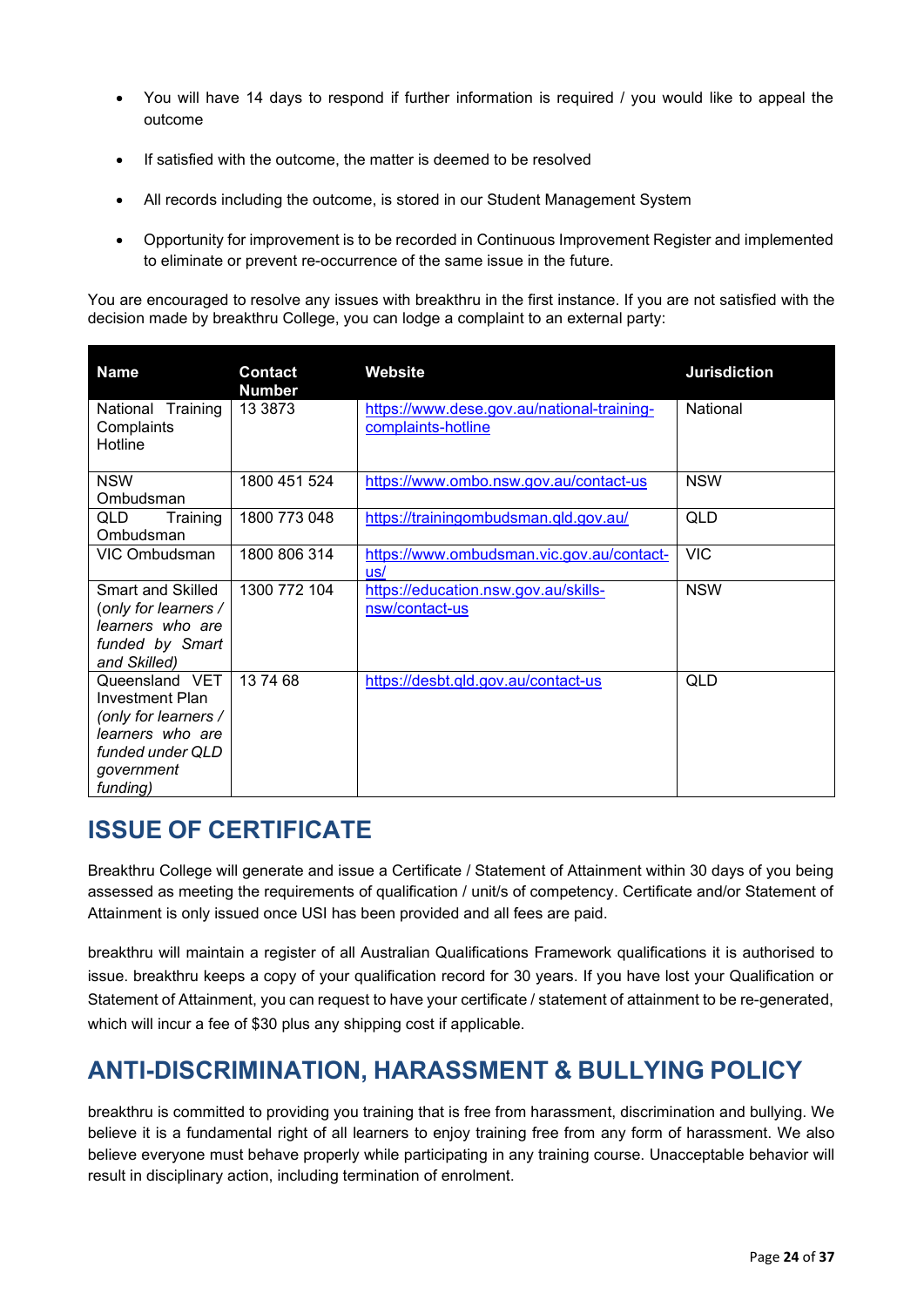- You will have 14 days to respond if further information is required / you would like to appeal the outcome
- If satisfied with the outcome, the matter is deemed to be resolved
- All records including the outcome, is stored in our Student Management System
- Opportunity for improvement is to be recorded in Continuous Improvement Register and implemented to eliminate or prevent re-occurrence of the same issue in the future.

You are encouraged to resolve any issues with breakthru in the first instance. If you are not satisfied with the decision made by breakthru College, you can lodge a complaint to an external party:

| Name | Contact Number | Website | Jurisdiction |
|---|---|---|---|
| National Training Complaints Hotline | 13 3873 | https://www.dese.gov.au/national-training-complaints-hotline | National |
| NSW Ombudsman | 1800 451 524 | https://www.ombo.nsw.gov.au/contact-us | NSW |
| QLD Training Ombudsman | 1800 773 048 | https://trainingombudsman.qld.gov.au/ | QLD |
| VIC Ombudsman | 1800 806 314 | https://www.ombudsman.vic.gov.au/contact-us/ | VIC |
| Smart and Skilled (*only for learners / learners who are funded by Smart and Skilled)* | 1300 772 104 | https://education.nsw.gov.au/skills-nsw/contact-us | NSW |
| Queensland VET Investment Plan *(only for learners / learners who are funded under QLD government funding)* | 13 74 68 | https://desbt.qld.gov.au/contact-us | QLD |

## ISSUE OF CERTIFICATE

Breakthru College will generate and issue a Certificate / Statement of Attainment within 30 days of you being assessed as meeting the requirements of qualification / unit/s of competency. Certificate and/or Statement of Attainment is only issued once USI has been provided and all fees are paid.

breakthru will maintain a register of all Australian Qualifications Framework qualifications it is authorised to issue. breakthru keeps a copy of your qualification record for 30 years. If you have lost your Qualification or Statement of Attainment, you can request to have your certificate / statement of attainment to be re-generated, which will incur a fee of $30 plus any shipping cost if applicable.

## ANTI-DISCRIMINATION, HARASSMENT & BULLYING POLICY

breakthru is committed to providing you training that is free from harassment, discrimination and bullying. We believe it is a fundamental right of all learners to enjoy training free from any form of harassment. We also believe everyone must behave properly while participating in any training course. Unacceptable behavior will result in disciplinary action, including termination of enrolment.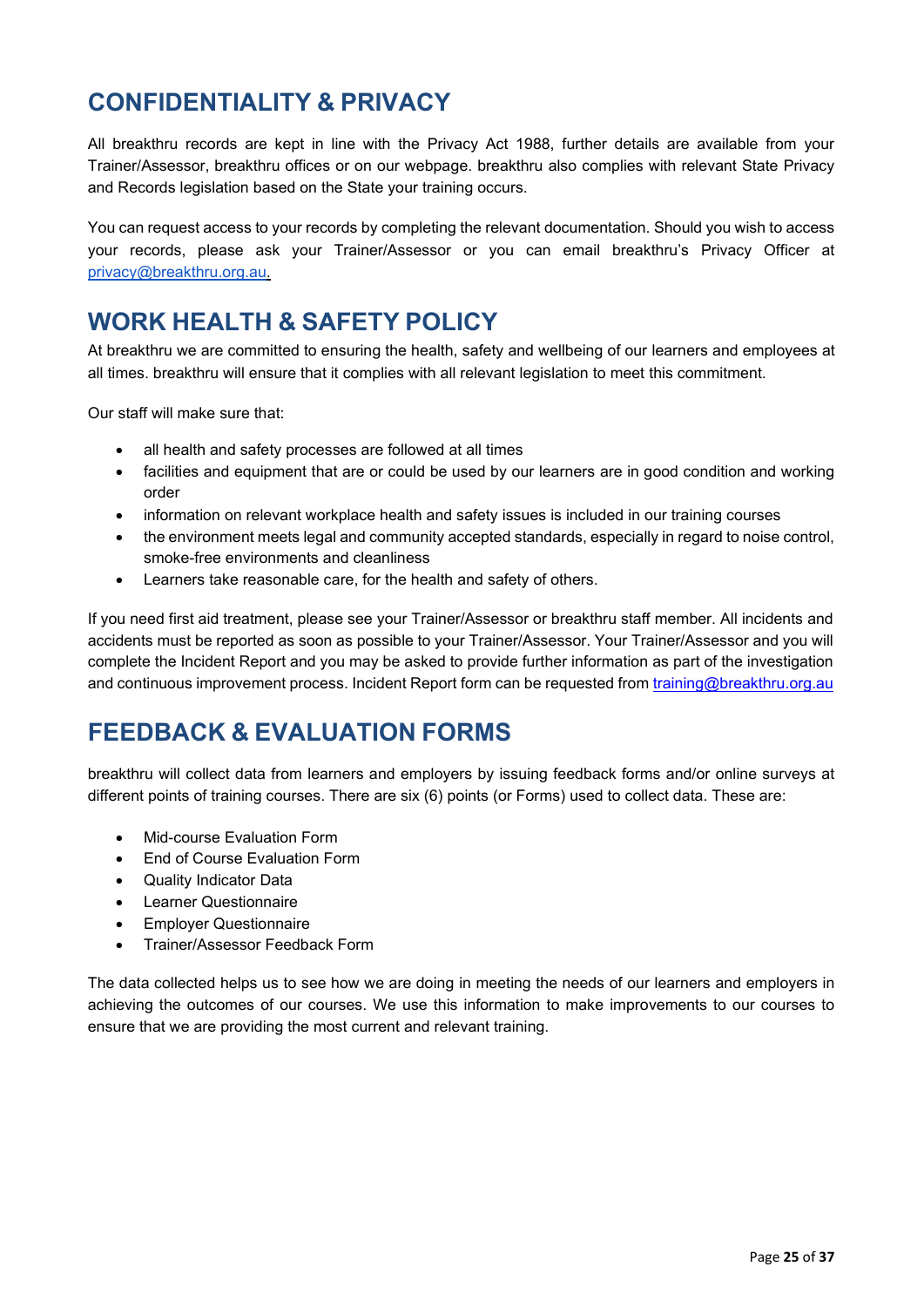## CONFIDENTIALITY & PRIVACY

All breakthru records are kept in line with the Privacy Act 1988, further details are available from your Trainer/Assessor, breakthru offices or on our webpage. breakthru also complies with relevant State Privacy and Records legislation based on the State your training occurs.

You can request access to your records by completing the relevant documentation. Should you wish to access your records, please ask your Trainer/Assessor or you can email breakthru's Privacy Officer at privacy@breakthru.org.au.

## WORK HEALTH & SAFETY POLICY

At breakthru we are committed to ensuring the health, safety and wellbeing of our learners and employees at all times. breakthru will ensure that it complies with all relevant legislation to meet this commitment.

Our staff will make sure that:

- all health and safety processes are followed at all times
- facilities and equipment that are or could be used by our learners are in good condition and working order
- information on relevant workplace health and safety issues is included in our training courses
- the environment meets legal and community accepted standards, especially in regard to noise control, smoke-free environments and cleanliness
- Learners take reasonable care, for the health and safety of others.

If you need first aid treatment, please see your Trainer/Assessor or breakthru staff member. All incidents and accidents must be reported as soon as possible to your Trainer/Assessor. Your Trainer/Assessor and you will complete the Incident Report and you may be asked to provide further information as part of the investigation and continuous improvement process. Incident Report form can be requested from training@breakthru.org.au

## FEEDBACK & EVALUATION FORMS

breakthru will collect data from learners and employers by issuing feedback forms and/or online surveys at different points of training courses. There are six (6) points (or Forms) used to collect data. These are:

- Mid-course Evaluation Form
- End of Course Evaluation Form
- Quality Indicator Data
- Learner Questionnaire
- Employer Questionnaire
- Trainer/Assessor Feedback Form

The data collected helps us to see how we are doing in meeting the needs of our learners and employers in achieving the outcomes of our courses. We use this information to make improvements to our courses to ensure that we are providing the most current and relevant training.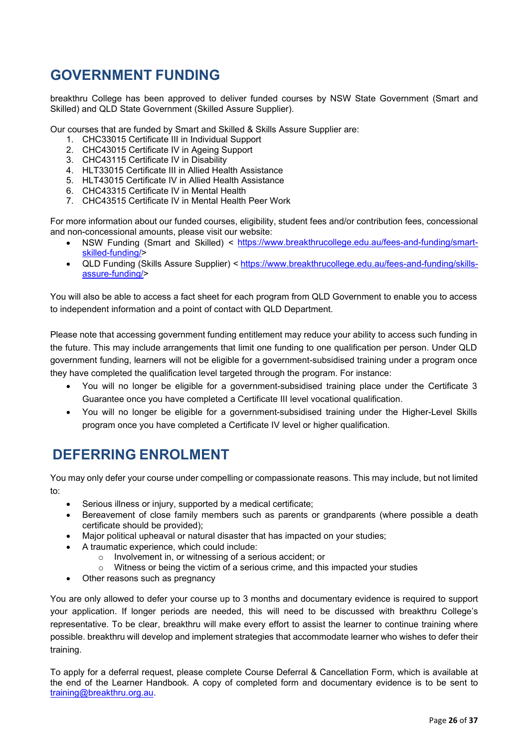# GOVERNMENT FUNDING

breakthru College has been approved to deliver funded courses by NSW State Government (Smart and Skilled) and QLD State Government (Skilled Assure Supplier).

Our courses that are funded by Smart and Skilled & Skills Assure Supplier are:

1. CHC33015 Certificate III in Individual Support
2. CHC43015 Certificate IV in Ageing Support
3. CHC43115 Certificate IV in Disability
4. HLT33015 Certificate III in Allied Health Assistance
5. HLT43015 Certificate IV in Allied Health Assistance
6. CHC43315 Certificate IV in Mental Health
7. CHC43515 Certificate IV in Mental Health Peer Work

For more information about our funded courses, eligibility, student fees and/or contribution fees, concessional and non-concessional amounts, please visit our website:

- NSW Funding (Smart and Skilled) < https://www.breakthrucollege.edu.au/fees-and-funding/smart-skilled-funding/>
- QLD Funding (Skills Assure Supplier) < https://www.breakthrucollege.edu.au/fees-and-funding/skills-assure-funding/>

You will also be able to access a fact sheet for each program from QLD Government to enable you to access to independent information and a point of contact with QLD Department.

Please note that accessing government funding entitlement may reduce your ability to access such funding in the future. This may include arrangements that limit one funding to one qualification per person. Under QLD government funding, learners will not be eligible for a government-subsidised training under a program once they have completed the qualification level targeted through the program. For instance:

- You will no longer be eligible for a government-subsidised training place under the Certificate 3 Guarantee once you have completed a Certificate III level vocational qualification.
- You will no longer be eligible for a government-subsidised training under the Higher-Level Skills program once you have completed a Certificate IV level or higher qualification.

# DEFERRING ENROLMENT

You may only defer your course under compelling or compassionate reasons. This may include, but not limited to:

- Serious illness or injury, supported by a medical certificate;
- Bereavement of close family members such as parents or grandparents (where possible a death certificate should be provided);
- Major political upheaval or natural disaster that has impacted on your studies;
- A traumatic experience, which could include:
  - Involvement in, or witnessing of a serious accident; or
  - Witness or being the victim of a serious crime, and this impacted your studies
- Other reasons such as pregnancy

You are only allowed to defer your course up to 3 months and documentary evidence is required to support your application. If longer periods are needed, this will need to be discussed with breakthru College's representative. To be clear, breakthru will make every effort to assist the learner to continue training where possible. breakthru will develop and implement strategies that accommodate learner who wishes to defer their training.

To apply for a deferral request, please complete Course Deferral & Cancellation Form, which is available at the end of the Learner Handbook. A copy of completed form and documentary evidence is to be sent to training@breakthru.org.au.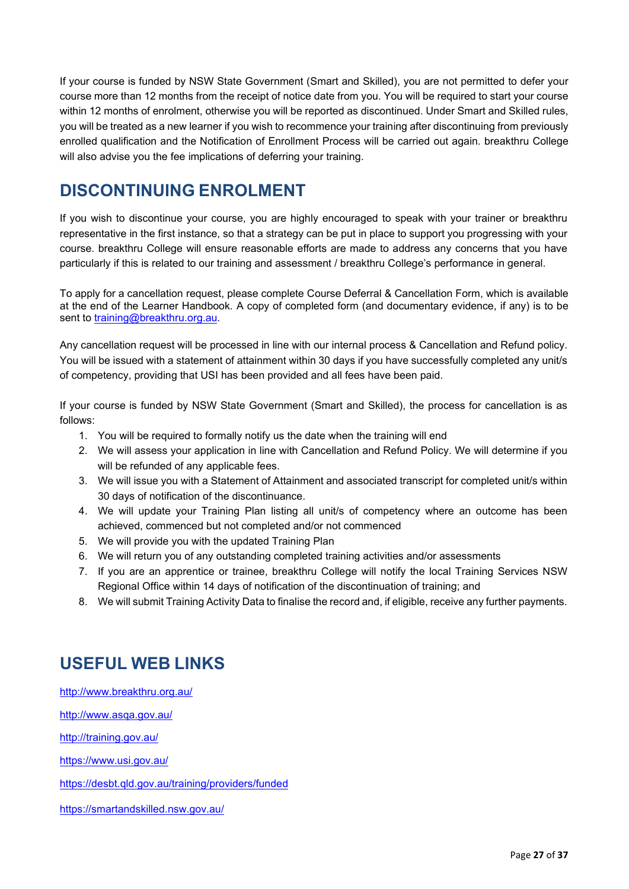If your course is funded by NSW State Government (Smart and Skilled), you are not permitted to defer your course more than 12 months from the receipt of notice date from you. You will be required to start your course within 12 months of enrolment, otherwise you will be reported as discontinued. Under Smart and Skilled rules, you will be treated as a new learner if you wish to recommence your training after discontinuing from previously enrolled qualification and the Notification of Enrollment Process will be carried out again. breakthru College will also advise you the fee implications of deferring your training.

## DISCONTINUING ENROLMENT

If you wish to discontinue your course, you are highly encouraged to speak with your trainer or breakthru representative in the first instance, so that a strategy can be put in place to support you progressing with your course. breakthru College will ensure reasonable efforts are made to address any concerns that you have particularly if this is related to our training and assessment / breakthru College's performance in general.

To apply for a cancellation request, please complete Course Deferral & Cancellation Form, which is available at the end of the Learner Handbook. A copy of completed form (and documentary evidence, if any) is to be sent to training@breakthru.org.au.

Any cancellation request will be processed in line with our internal process & Cancellation and Refund policy. You will be issued with a statement of attainment within 30 days if you have successfully completed any unit/s of competency, providing that USI has been provided and all fees have been paid.

If your course is funded by NSW State Government (Smart and Skilled), the process for cancellation is as follows:

1. You will be required to formally notify us the date when the training will end
2. We will assess your application in line with Cancellation and Refund Policy. We will determine if you will be refunded of any applicable fees.
3. We will issue you with a Statement of Attainment and associated transcript for completed unit/s within 30 days of notification of the discontinuance.
4. We will update your Training Plan listing all unit/s of competency where an outcome has been achieved, commenced but not completed and/or not commenced
5. We will provide you with the updated Training Plan
6. We will return you of any outstanding completed training activities and/or assessments
7. If you are an apprentice or trainee, breakthru College will notify the local Training Services NSW Regional Office within 14 days of notification of the discontinuation of training; and
8. We will submit Training Activity Data to finalise the record and, if eligible, receive any further payments.

## USEFUL WEB LINKS

http://www.breakthru.org.au/

http://www.asqa.gov.au/

http://training.gov.au/

https://www.usi.gov.au/

https://desbt.qld.gov.au/training/providers/funded

https://smartandskilled.nsw.gov.au/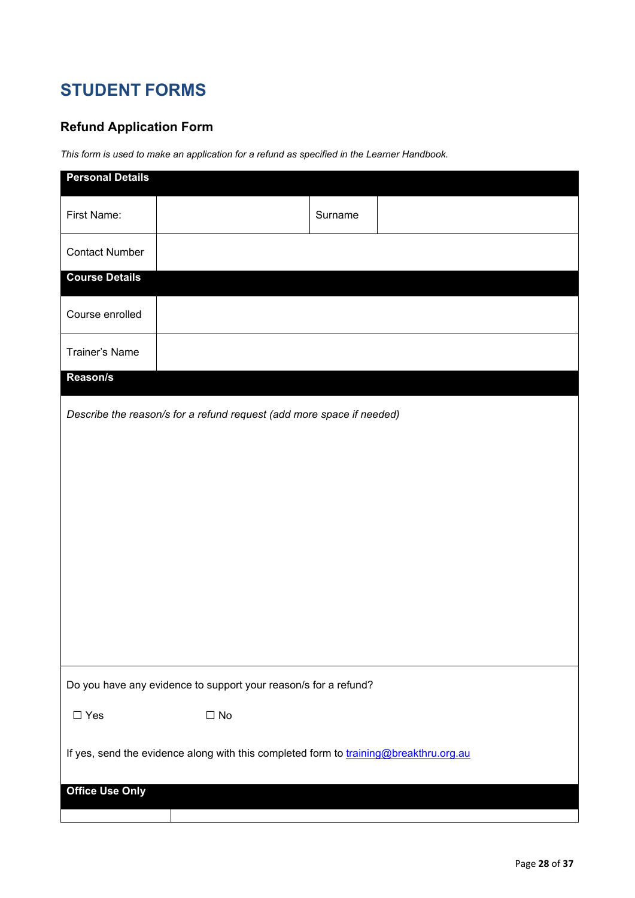# STUDENT FORMS

## Refund Application Form

*This form is used to make an application for a refund as specified in the Learner Handbook.*

| **Personal Details** | | | |
|---|---|---|---|
| First Name: | | Surname | |
| Contact Number | | | |
| **Course Details** | | | |
| Course enrolled | | | |
| Trainer's Name | | | |

| **Reason/s** |
|---|
| *Describe the reason/s for a refund request (add more space if needed)* |
| Do you have any evidence to support your reason/s for a refund?<br><br>☐ Yes ☐ No<br><br>If yes, send the evidence along with this completed form to training@breakthru.org.au |

| **Office Use Only** | |
|---|---|
| | |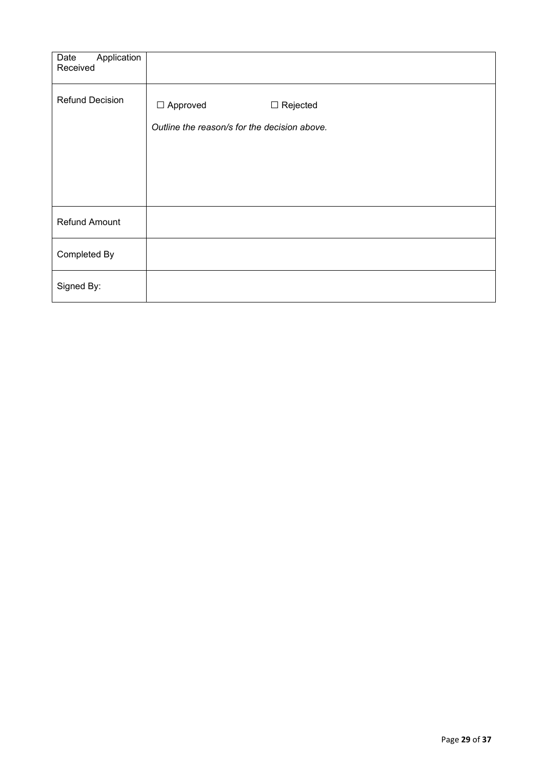| Date Application Received | |
|---|---|
| Refund Decision | ☐ Approved ☐ Rejected<br><br>*Outline the reason/s for the decision above.* |
| Refund Amount | |
| Completed By | |
| Signed By: | |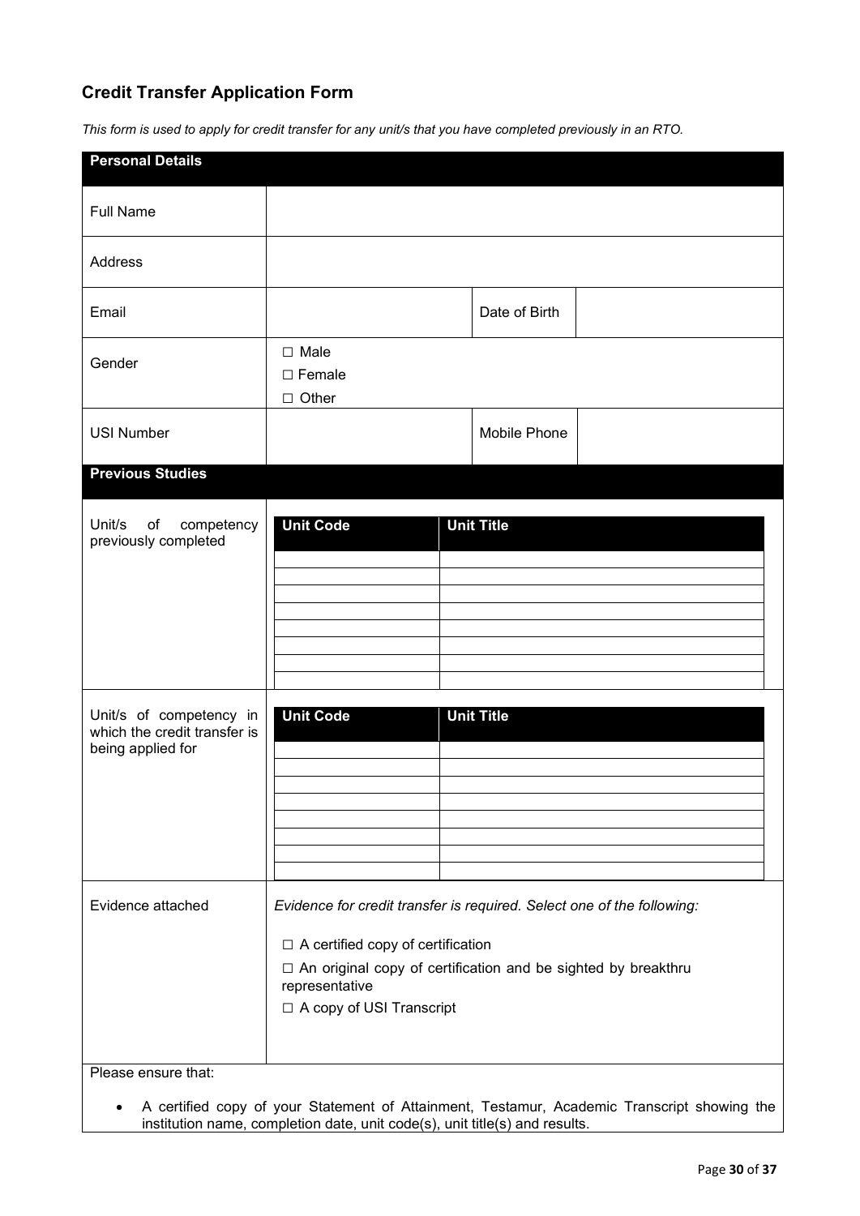## Credit Transfer Application Form

*This form is used to apply for credit transfer for any unit/s that you have completed previously in an RTO.*

| **Personal Details** | | | |
|---|---|---|---|
| Full Name | | | |
| Address | | | |
| Email | | Date of Birth | |
| Gender | ☐ Male<br>☐ Female<br>☐ Other | | |
| USI Number | | Mobile Phone | |

**Previous Studies**

Unit/s of competency previously completed

| **Unit Code** | **Unit Title** |
|---|---|
| | |
| | |
| | |
| | |
| | |
| | |
| | |
| | |

Unit/s of competency in which the credit transfer is being applied for

| **Unit Code** | **Unit Title** |
|---|---|
| | |
| | |
| | |
| | |
| | |
| | |
| | |
| | |

Evidence attached

*Evidence for credit transfer is required. Select one of the following:*

☐ A certified copy of certification

☐ An original copy of certification and be sighted by breakthru representative

☐ A copy of USI Transcript

Please ensure that:

- A certified copy of your Statement of Attainment, Testamur, Academic Transcript showing the institution name, completion date, unit code(s), unit title(s) and results.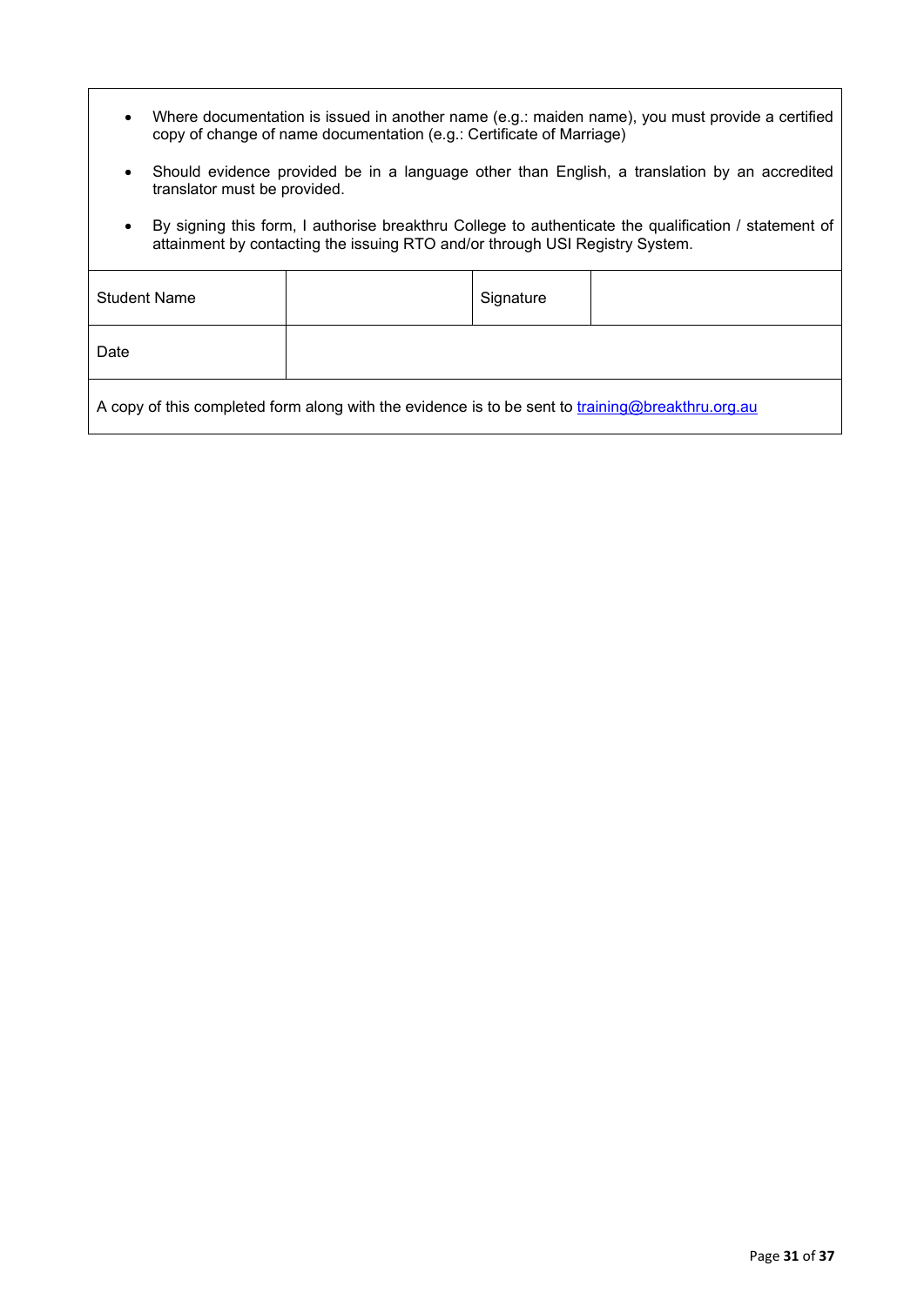- Where documentation is issued in another name (e.g.: maiden name), you must provide a certified copy of change of name documentation (e.g.: Certificate of Marriage)
- Should evidence provided be in a language other than English, a translation by an accredited translator must be provided.
- By signing this form, I authorise breakthru College to authenticate the qualification / statement of attainment by contacting the issuing RTO and/or through USI Registry System.

| Student Name | | Signature | |
|---|---|---|---|
| Date | | | |

A copy of this completed form along with the evidence is to be sent to training@breakthru.org.au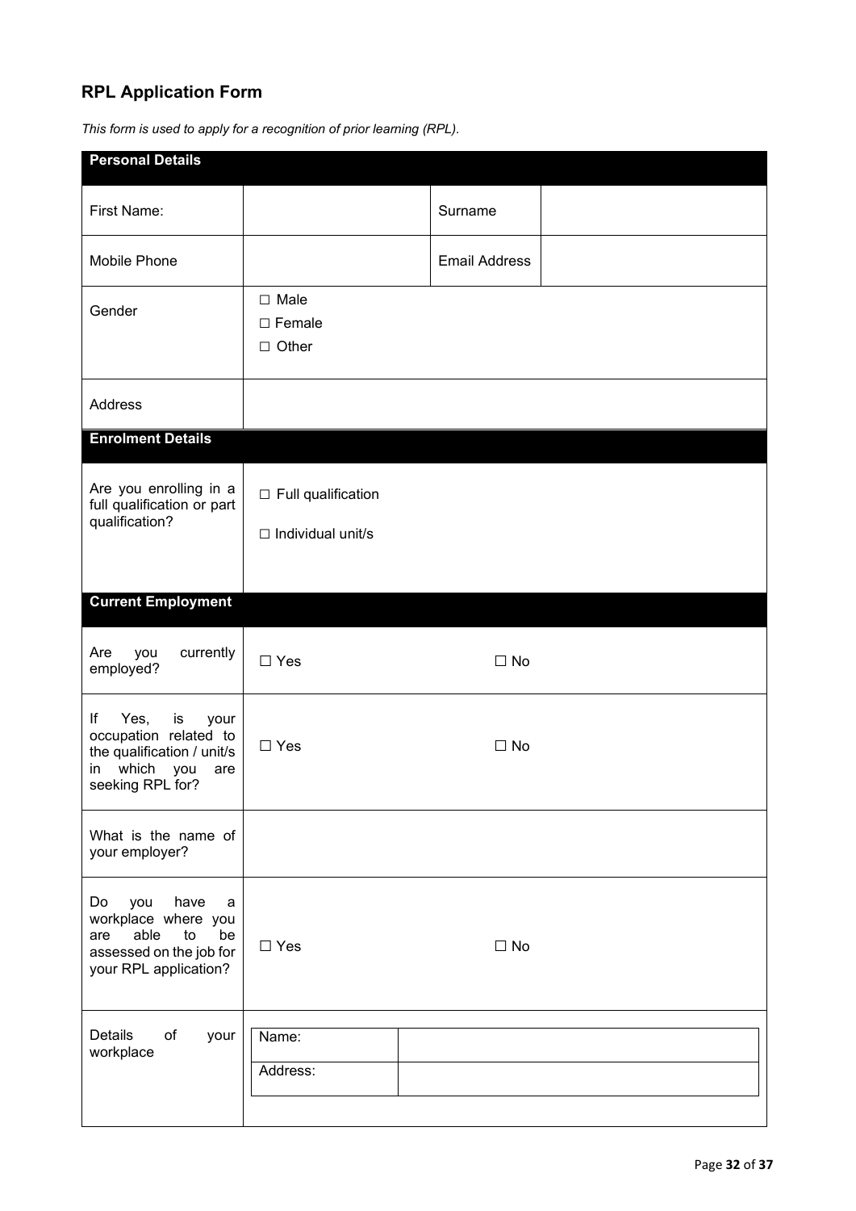## RPL Application Form

*This form is used to apply for a recognition of prior learning (RPL).*

| **Personal Details** | | | |
|---|---|---|---|
| First Name: | | Surname | |
| Mobile Phone | | Email Address | |
| Gender | ☐ Male<br>☐ Female<br>☐ Other | | |
| Address | | | |
| **Enrolment Details** | | | |
| Are you enrolling in a full qualification or part qualification? | ☐ Full qualification<br>☐ Individual unit/s | | |
| **Current Employment** | | | |
| Are you currently employed? | ☐ Yes | ☐ No | |
| If Yes, is your occupation related to the qualification / unit/s in which you are seeking RPL for? | ☐ Yes | ☐ No | |
| What is the name of your employer? | | | |
| Do you have a workplace where you are able to be assessed on the job for your RPL application? | ☐ Yes | ☐ No | |
| Details of your workplace | Name: | | |
| | Address: | | |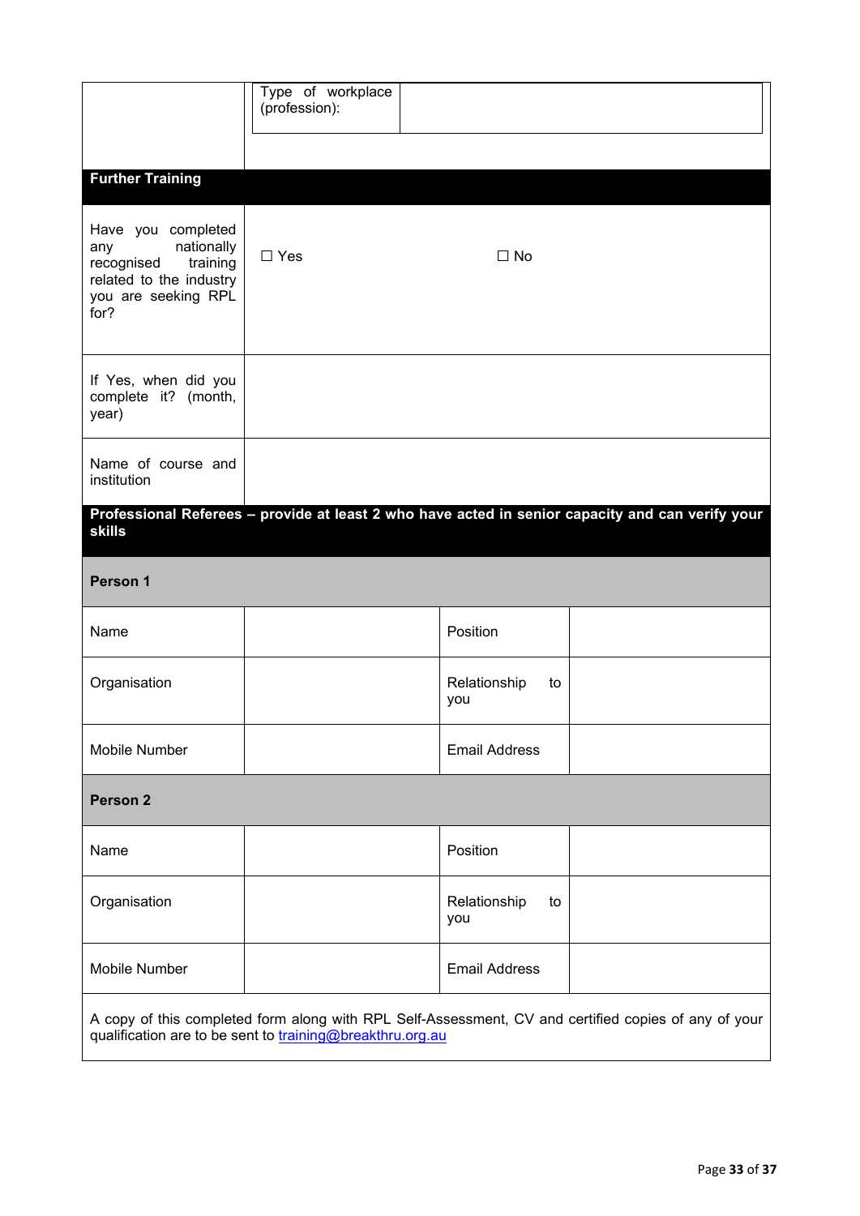| | |
|---|---|
| | Type of workplace (profession): |

## Further Training

| | | |
|---|---|---|
| Have you completed any nationally recognised training related to the industry you are seeking RPL for? | ☐ Yes | ☐ No |
| If Yes, when did you complete it? (month, year) | | |
| Name of course and institution | | |

## Professional Referees – provide at least 2 who have acted in senior capacity and can verify your skills

**Person 1**

| | | | |
|---|---|---|---|
| Name | | Position | |
| Organisation | | Relationship to you | |
| Mobile Number | | Email Address | |

**Person 2**

| | | | |
|---|---|---|---|
| Name | | Position | |
| Organisation | | Relationship to you | |
| Mobile Number | | Email Address | |

A copy of this completed form along with RPL Self-Assessment, CV and certified copies of any of your qualification are to be sent to [training@breakthru.org.au](mailto:training@breakthru.org.au)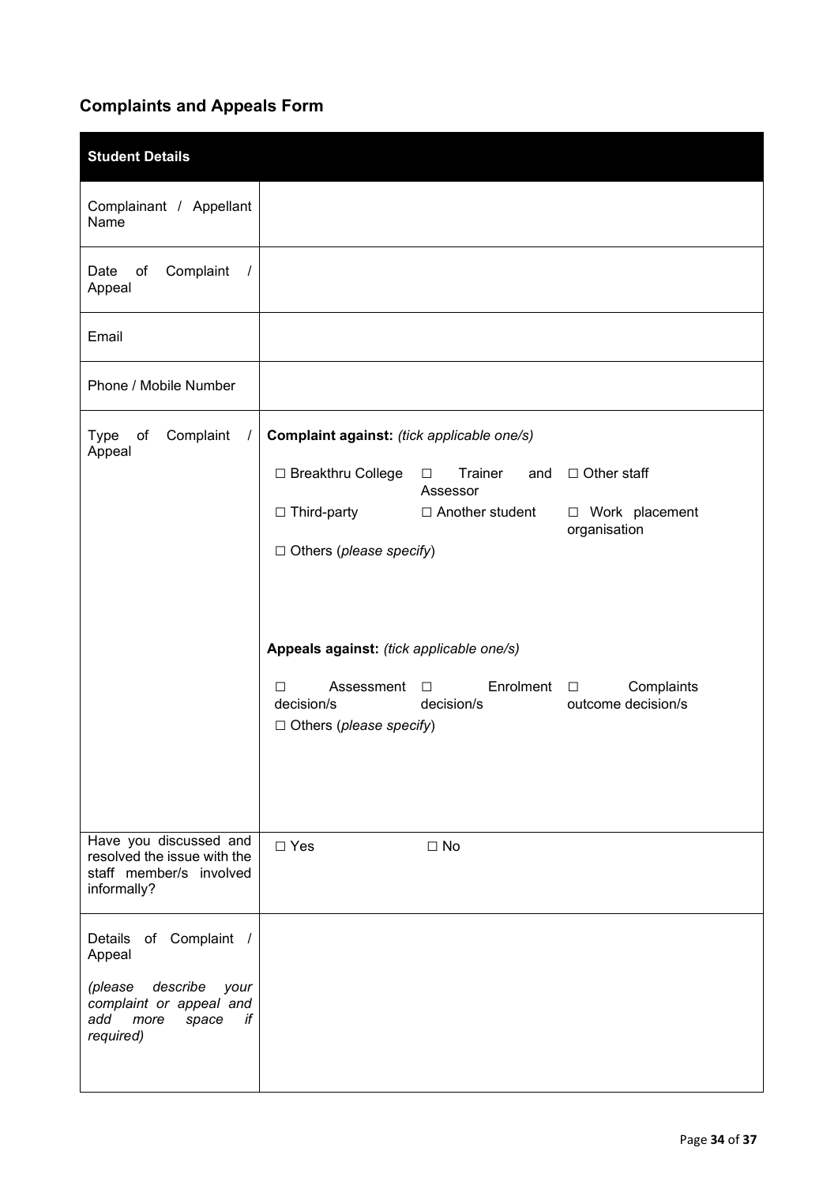## Complaints and Appeals Form

| **Student Details** | |
|---|---|
| Complainant / Appellant Name | |
| Date of Complaint / Appeal | |
| Email | |
| Phone / Mobile Number | |
| Type of Complaint / Appeal | **Complaint against:** *(tick applicable one/s)*<br><br>☐ Breakthru College ☐ Trainer and Assessor ☐ Other staff<br>☐ Third-party ☐ Another student ☐ Work placement organisation<br>☐ Others (*please specify*)<br><br>**Appeals against:** *(tick applicable one/s)*<br><br>☐ Assessment decision/s ☐ Enrolment decision/s ☐ Complaints outcome decision/s<br>☐ Others (*please specify*) |
| Have you discussed and resolved the issue with the staff member/s involved informally? | ☐ Yes ☐ No |
| Details of Complaint / Appeal<br><br>*(please describe your complaint or appeal and add more space if required)* | |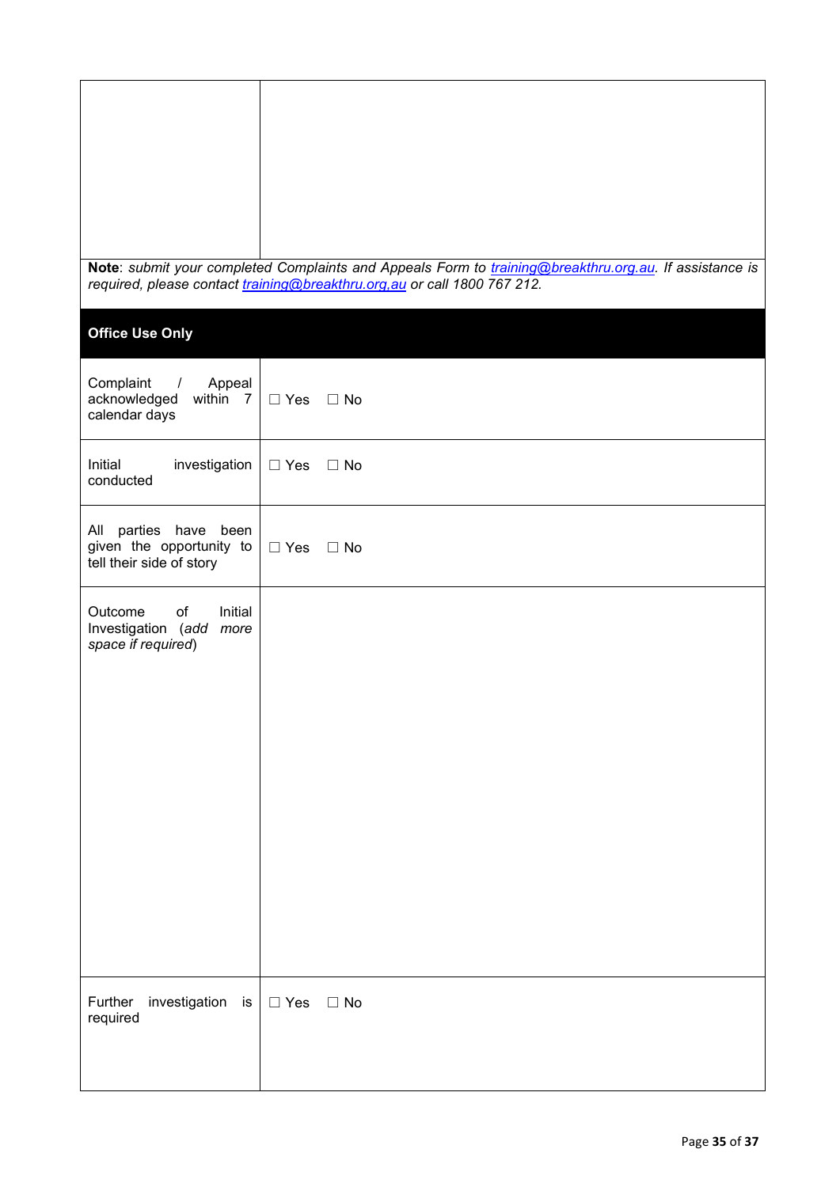| | |
|---|---|
| | |

**Note**: *submit your completed Complaints and Appeals Form to [training@breakthru.org.au](mailto:training@breakthru.org.au). If assistance is required, please contact [training@breakthru.org.au](mailto:training@breakthru.org.au) or call 1800 767 212.*

| **Office Use Only** | |
|---|---|
| Complaint / Appeal acknowledged within 7 calendar days | ☐ Yes ☐ No |
| Initial investigation conducted | ☐ Yes ☐ No |
| All parties have been given the opportunity to tell their side of story | ☐ Yes ☐ No |
| Outcome of Initial Investigation (*add more space if required*) | |
| Further investigation is required | ☐ Yes ☐ No |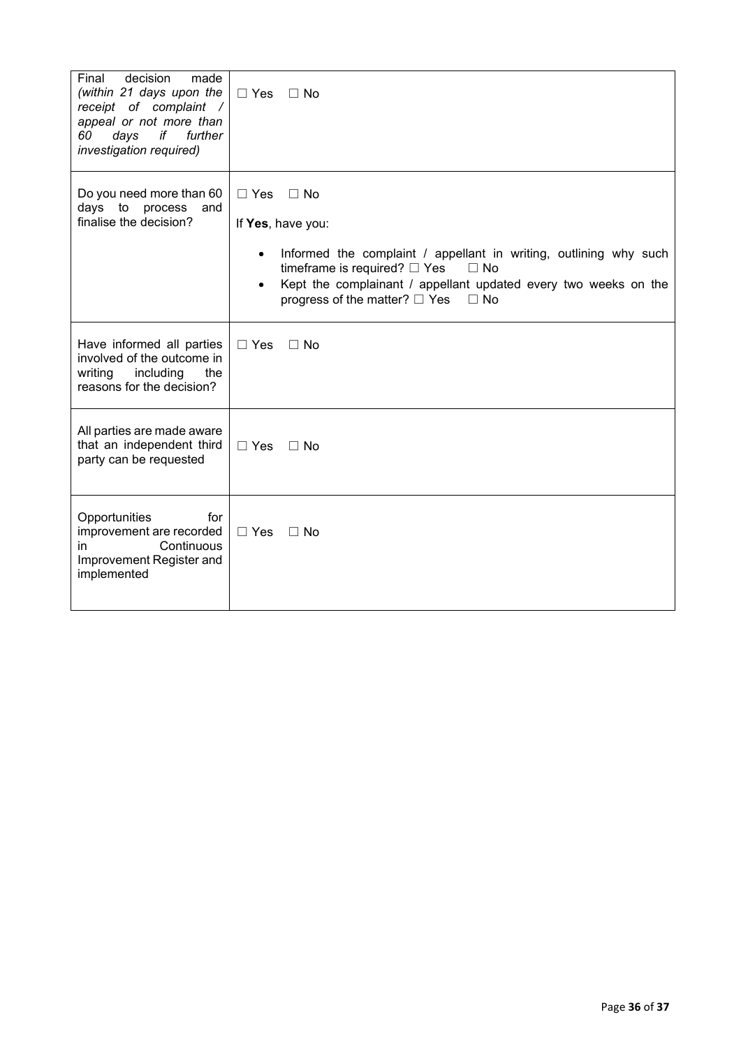| | |
|---|---|
| Final decision made *(within 21 days upon the receipt of complaint / appeal or not more than 60 days if further investigation required)* | ☐ Yes ☐ No |
| Do you need more than 60 days to process and finalise the decision? | ☐ Yes ☐ No<br><br>If **Yes**, have you:<br><br>• Informed the complaint / appellant in writing, outlining why such timeframe is required? ☐ Yes ☐ No<br>• Kept the complainant / appellant updated every two weeks on the progress of the matter? ☐ Yes ☐ No |
| Have informed all parties involved of the outcome in writing including the reasons for the decision? | ☐ Yes ☐ No |
| All parties are made aware that an independent third party can be requested | ☐ Yes ☐ No |
| Opportunities for improvement are recorded in Continuous Improvement Register and implemented | ☐ Yes ☐ No |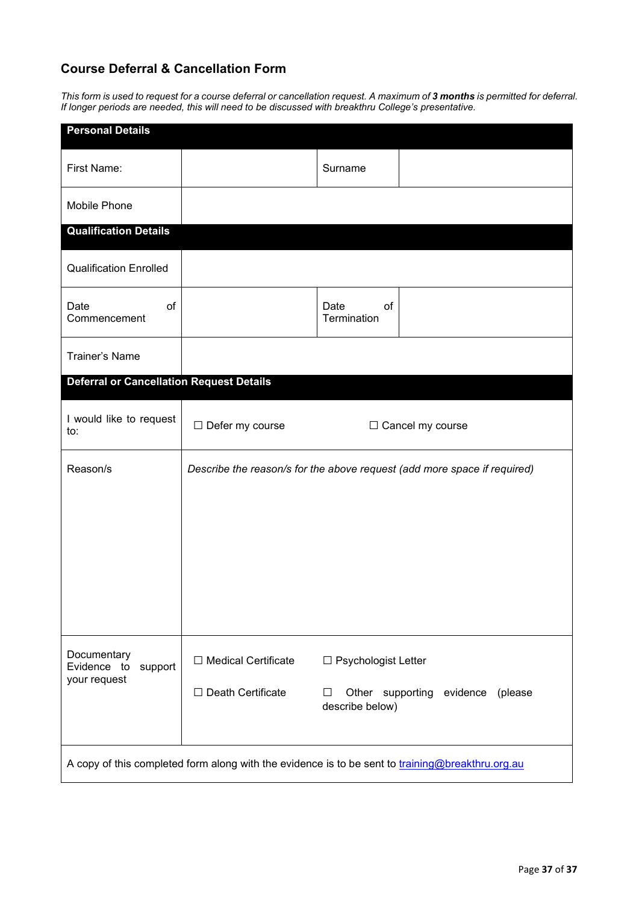## Course Deferral & Cancellation Form

*This form is used to request for a course deferral or cancellation request. A maximum of **3 months** is permitted for deferral. If longer periods are needed, this will need to be discussed with breakthru College's presentative.*

| | | | |
|---|---|---|---|
| **Personal Details** | | | |
| First Name: | | Surname | |
| Mobile Phone | | | |
| **Qualification Details** | | | |
| Qualification Enrolled | | | |
| Date of Commencement | | Date of Termination | |
| Trainer's Name | | | |
| **Deferral or Cancellation Request Details** | | | |
| I would like to request to: | ☐ Defer my course | ☐ Cancel my course | |
| Reason/s | *Describe the reason/s for the above request (add more space if required)* | | |
| Documentary Evidence to support your request | ☐ Medical Certificate<br>☐ Death Certificate | ☐ Psychologist Letter<br>☐ Other supporting evidence (please describe below) | |
| A copy of this completed form along with the evidence is to be sent to training@breakthru.org.au | | | |